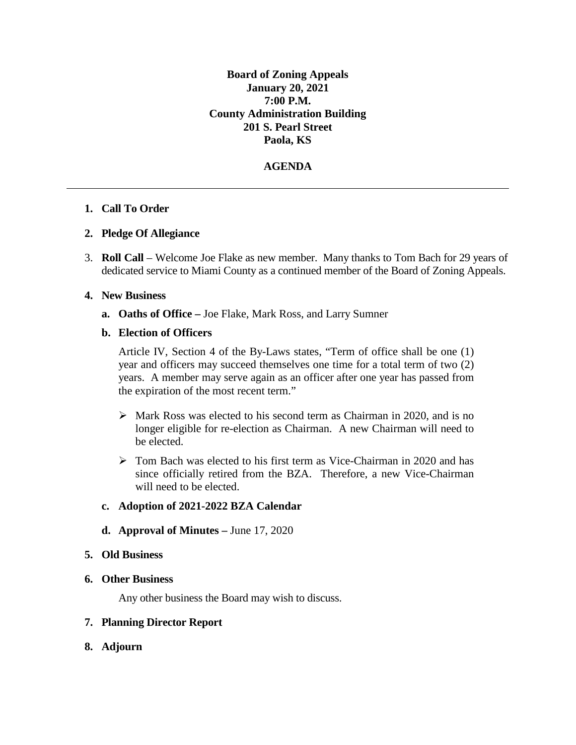**Board of Zoning Appeals**
**January 20, 2021**
**7:00 P.M.**
**County Administration Building**
**201 S. Pearl Street**
**Paola, KS**

**AGENDA**

---

1. **Call To Order**

2. **Pledge Of Allegiance**

3. **Roll Call** – Welcome Joe Flake as new member. Many thanks to Tom Bach for 29 years of dedicated service to Miami County as a continued member of the Board of Zoning Appeals.

4. **New Business**

   a. **Oaths of Office –** Joe Flake, Mark Ross, and Larry Sumner

   b. **Election of Officers**

      Article IV, Section 4 of the By-Laws states, "Term of office shall be one (1) year and officers may succeed themselves one time for a total term of two (2) years. A member may serve again as an officer after one year has passed from the expiration of the most recent term."

      - Mark Ross was elected to his second term as Chairman in 2020, and is no longer eligible for re-election as Chairman. A new Chairman will need to be elected.
      - Tom Bach was elected to his first term as Vice-Chairman in 2020 and has since officially retired from the BZA. Therefore, a new Vice-Chairman will need to be elected.

   c. **Adoption of 2021-2022 BZA Calendar**

   d. **Approval of Minutes –** June 17, 2020

5. **Old Business**

6. **Other Business**

   Any other business the Board may wish to discuss.

7. **Planning Director Report**

8. **Adjourn**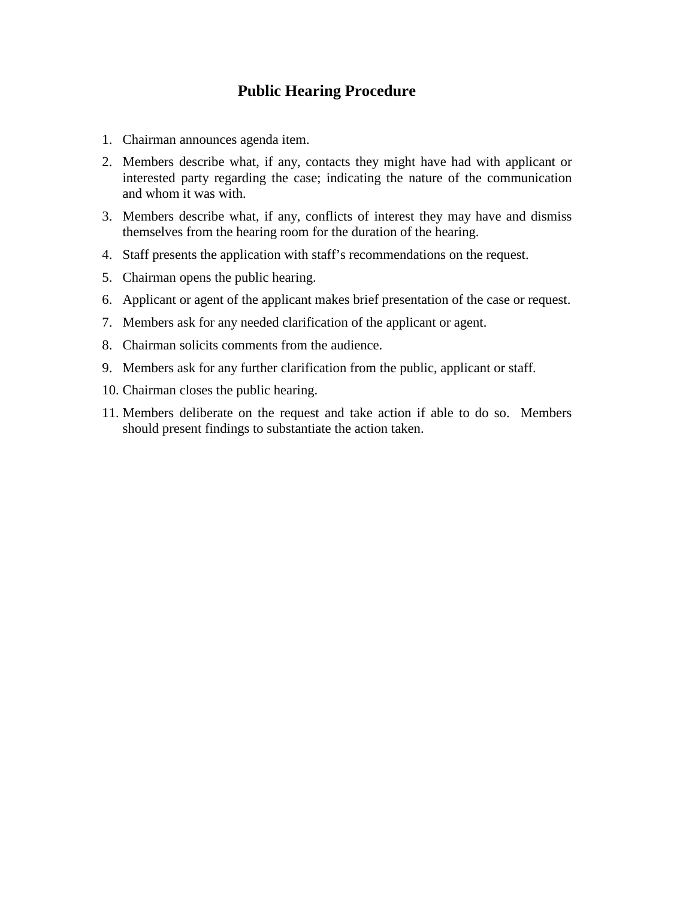# Public Hearing Procedure

1. Chairman announces agenda item.
2. Members describe what, if any, contacts they might have had with applicant or interested party regarding the case; indicating the nature of the communication and whom it was with.
3. Members describe what, if any, conflicts of interest they may have and dismiss themselves from the hearing room for the duration of the hearing.
4. Staff presents the application with staff's recommendations on the request.
5. Chairman opens the public hearing.
6. Applicant or agent of the applicant makes brief presentation of the case or request.
7. Members ask for any needed clarification of the applicant or agent.
8. Chairman solicits comments from the audience.
9. Members ask for any further clarification from the public, applicant or staff.
10. Chairman closes the public hearing.
11. Members deliberate on the request and take action if able to do so. Members should present findings to substantiate the action taken.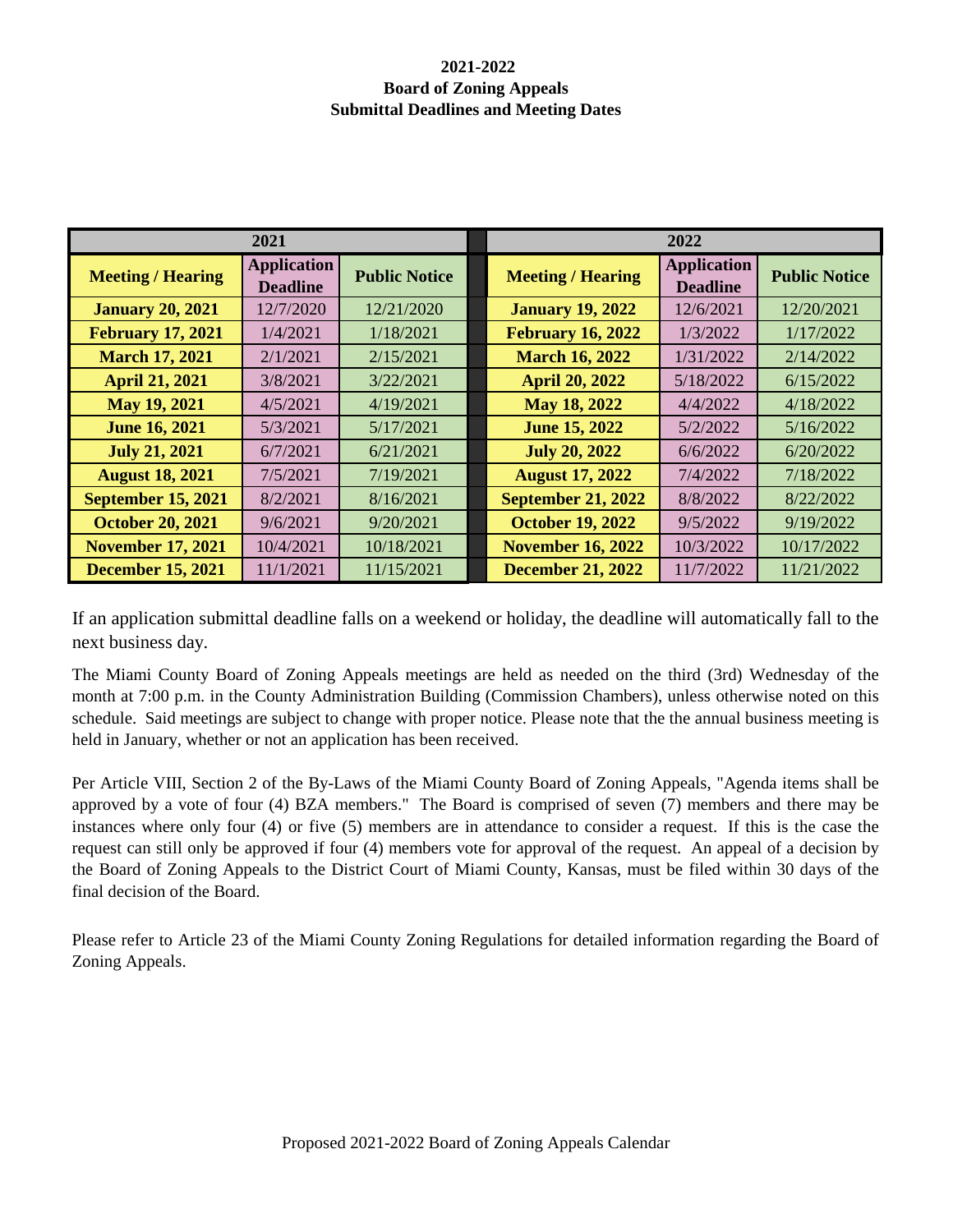**2021-2022**
**Board of Zoning Appeals**
**Submittal Deadlines and Meeting Dates**

| 2021 | | | | 2022 | | |
|---|---|---|---|---|---|---|
| **Meeting / Hearing** | **Application Deadline** | **Public Notice** | | **Meeting / Hearing** | **Application Deadline** | **Public Notice** |
| **January 20, 2021** | 12/7/2020 | 12/21/2020 | | **January 19, 2022** | 12/6/2021 | 12/20/2021 |
| **February 17, 2021** | 1/4/2021 | 1/18/2021 | | **February 16, 2022** | 1/3/2022 | 1/17/2022 |
| **March 17, 2021** | 2/1/2021 | 2/15/2021 | | **March 16, 2022** | 1/31/2022 | 2/14/2022 |
| **April 21, 2021** | 3/8/2021 | 3/22/2021 | | **April 20, 2022** | 5/18/2022 | 6/15/2022 |
| **May 19, 2021** | 4/5/2021 | 4/19/2021 | | **May 18, 2022** | 4/4/2022 | 4/18/2022 |
| **June 16, 2021** | 5/3/2021 | 5/17/2021 | | **June 15, 2022** | 5/2/2022 | 5/16/2022 |
| **July 21, 2021** | 6/7/2021 | 6/21/2021 | | **July 20, 2022** | 6/6/2022 | 6/20/2022 |
| **August 18, 2021** | 7/5/2021 | 7/19/2021 | | **August 17, 2022** | 7/4/2022 | 7/18/2022 |
| **September 15, 2021** | 8/2/2021 | 8/16/2021 | | **September 21, 2022** | 8/8/2022 | 8/22/2022 |
| **October 20, 2021** | 9/6/2021 | 9/20/2021 | | **October 19, 2022** | 9/5/2022 | 9/19/2022 |
| **November 17, 2021** | 10/4/2021 | 10/18/2021 | | **November 16, 2022** | 10/3/2022 | 10/17/2022 |
| **December 15, 2021** | 11/1/2021 | 11/15/2021 | | **December 21, 2022** | 11/7/2022 | 11/21/2022 |

If an application submittal deadline falls on a weekend or holiday, the deadline will automatically fall to the next business day.

The Miami County Board of Zoning Appeals meetings are held as needed on the third (3rd) Wednesday of the month at 7:00 p.m. in the County Administration Building (Commission Chambers), unless otherwise noted on this schedule. Said meetings are subject to change with proper notice. Please note that the the annual business meeting is held in January, whether or not an application has been received.

Per Article VIII, Section 2 of the By-Laws of the Miami County Board of Zoning Appeals, "Agenda items shall be approved by a vote of four (4) BZA members." The Board is comprised of seven (7) members and there may be instances where only four (4) or five (5) members are in attendance to consider a request. If this is the case the request can still only be approved if four (4) members vote for approval of the request. An appeal of a decision by the Board of Zoning Appeals to the District Court of Miami County, Kansas, must be filed within 30 days of the final decision of the Board.

Please refer to Article 23 of the Miami County Zoning Regulations for detailed information regarding the Board of Zoning Appeals.

Proposed 2021-2022 Board of Zoning Appeals Calendar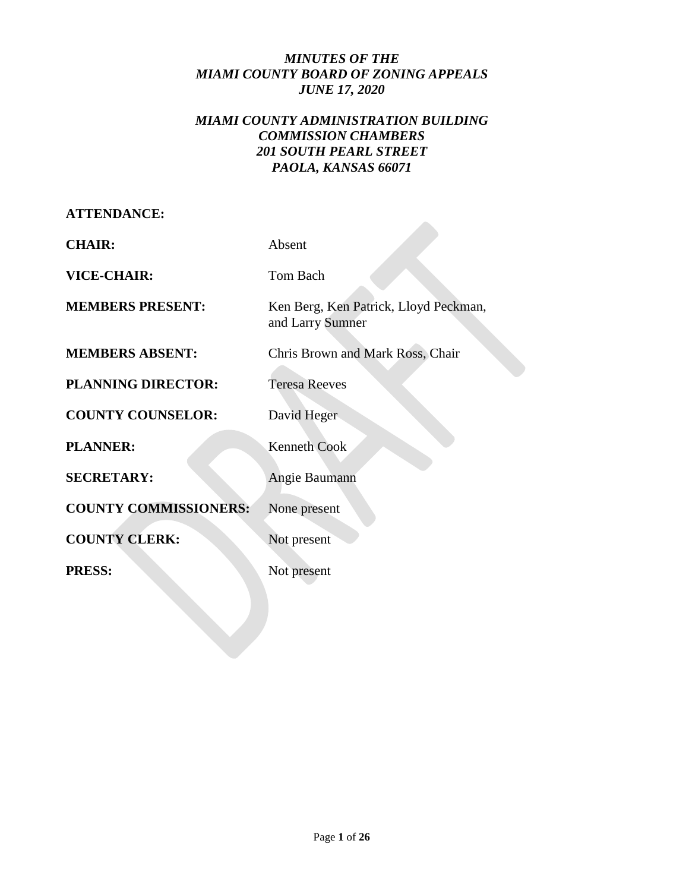*MINUTES OF THE*
*MIAMI COUNTY BOARD OF ZONING APPEALS*
*JUNE 17, 2020*

*MIAMI COUNTY ADMINISTRATION BUILDING*
*COMMISSION CHAMBERS*
*201 SOUTH PEARL STREET*
*PAOLA, KANSAS 66071*

**ATTENDANCE:**

| | |
|---|---|
| **CHAIR:** | Absent |
| **VICE-CHAIR:** | Tom Bach |
| **MEMBERS PRESENT:** | Ken Berg, Ken Patrick, Lloyd Peckman, and Larry Sumner |
| **MEMBERS ABSENT:** | Chris Brown and Mark Ross, Chair |
| **PLANNING DIRECTOR:** | Teresa Reeves |
| **COUNTY COUNSELOR:** | David Heger |
| **PLANNER:** | Kenneth Cook |
| **SECRETARY:** | Angie Baumann |
| **COUNTY COMMISSIONERS:** | None present |
| **COUNTY CLERK:** | Not present |
| **PRESS:** | Not present |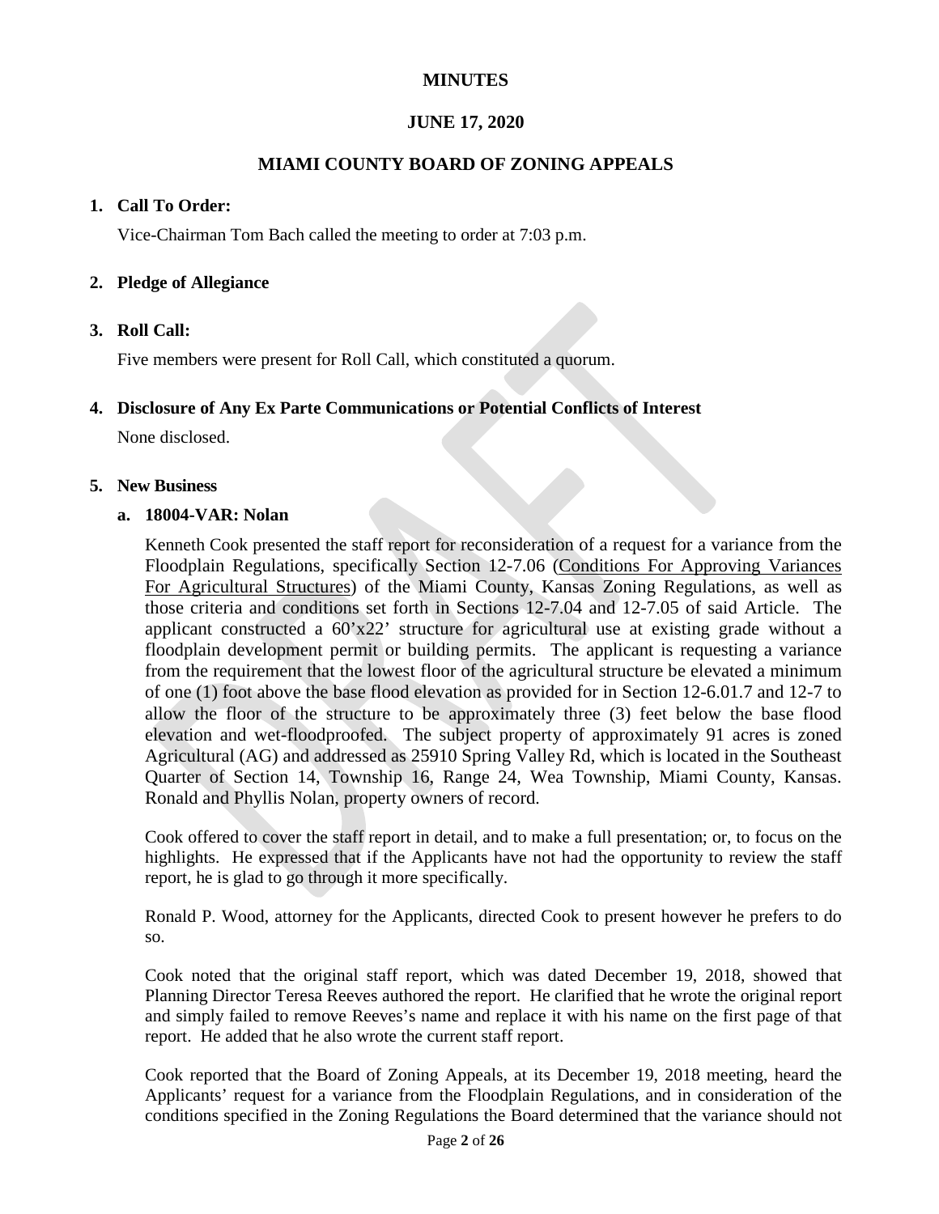# MINUTES

## JUNE 17, 2020

## MIAMI COUNTY BOARD OF ZONING APPEALS

1. **Call To Order:**

   Vice-Chairman Tom Bach called the meeting to order at 7:03 p.m.

2. **Pledge of Allegiance**

3. **Roll Call:**

   Five members were present for Roll Call, which constituted a quorum.

4. **Disclosure of Any Ex Parte Communications or Potential Conflicts of Interest**

   None disclosed.

5. **New Business**

   a. **18004-VAR: Nolan**

   Kenneth Cook presented the staff report for reconsideration of a request for a variance from the Floodplain Regulations, specifically Section 12-7.06 (Conditions For Approving Variances For Agricultural Structures) of the Miami County, Kansas Zoning Regulations, as well as those criteria and conditions set forth in Sections 12-7.04 and 12-7.05 of said Article. The applicant constructed a 60'x22' structure for agricultural use at existing grade without a floodplain development permit or building permits. The applicant is requesting a variance from the requirement that the lowest floor of the agricultural structure be elevated a minimum of one (1) foot above the base flood elevation as provided for in Section 12-6.01.7 and 12-7 to allow the floor of the structure to be approximately three (3) feet below the base flood elevation and wet-floodproofed. The subject property of approximately 91 acres is zoned Agricultural (AG) and addressed as 25910 Spring Valley Rd, which is located in the Southeast Quarter of Section 14, Township 16, Range 24, Wea Township, Miami County, Kansas. Ronald and Phyllis Nolan, property owners of record.

   Cook offered to cover the staff report in detail, and to make a full presentation; or, to focus on the highlights. He expressed that if the Applicants have not had the opportunity to review the staff report, he is glad to go through it more specifically.

   Ronald P. Wood, attorney for the Applicants, directed Cook to present however he prefers to do so.

   Cook noted that the original staff report, which was dated December 19, 2018, showed that Planning Director Teresa Reeves authored the report. He clarified that he wrote the original report and simply failed to remove Reeves's name and replace it with his name on the first page of that report. He added that he also wrote the current staff report.

   Cook reported that the Board of Zoning Appeals, at its December 19, 2018 meeting, heard the Applicants' request for a variance from the Floodplain Regulations, and in consideration of the conditions specified in the Zoning Regulations the Board determined that the variance should not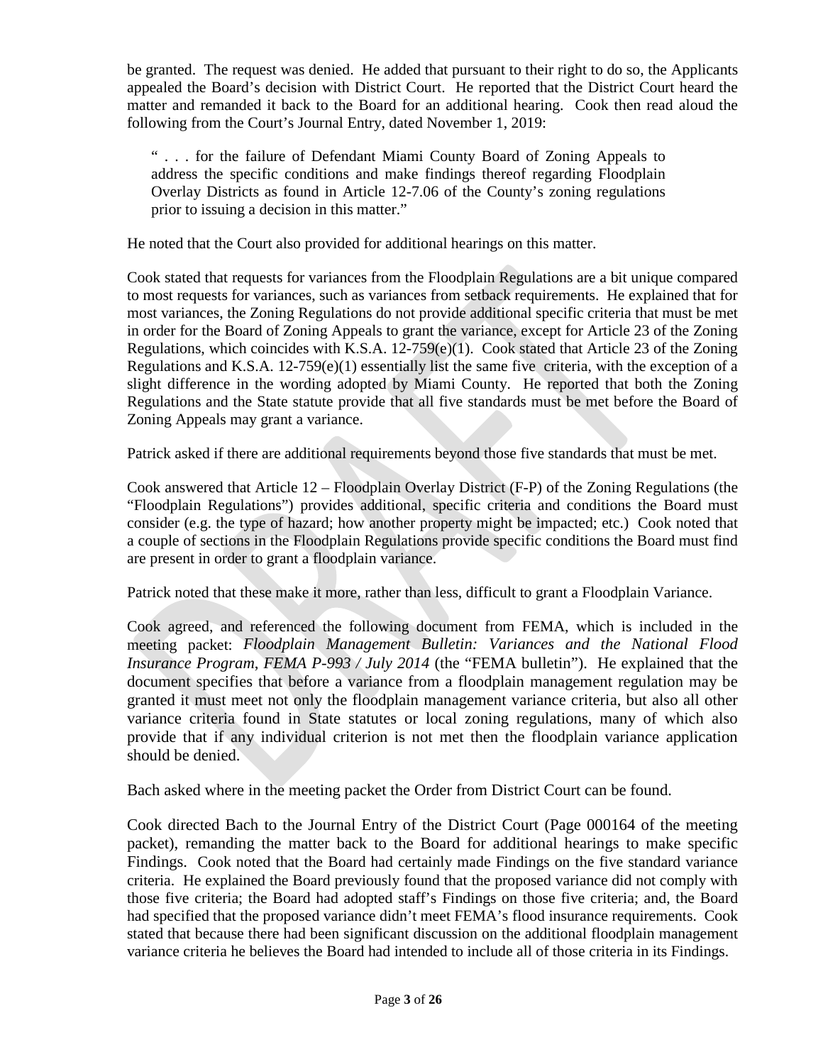be granted. The request was denied. He added that pursuant to their right to do so, the Applicants appealed the Board's decision with District Court. He reported that the District Court heard the matter and remanded it back to the Board for an additional hearing. Cook then read aloud the following from the Court's Journal Entry, dated November 1, 2019:

> " . . . for the failure of Defendant Miami County Board of Zoning Appeals to address the specific conditions and make findings thereof regarding Floodplain Overlay Districts as found in Article 12-7.06 of the County's zoning regulations prior to issuing a decision in this matter."

He noted that the Court also provided for additional hearings on this matter.

Cook stated that requests for variances from the Floodplain Regulations are a bit unique compared to most requests for variances, such as variances from setback requirements. He explained that for most variances, the Zoning Regulations do not provide additional specific criteria that must be met in order for the Board of Zoning Appeals to grant the variance, except for Article 23 of the Zoning Regulations, which coincides with K.S.A. 12-759(e)(1). Cook stated that Article 23 of the Zoning Regulations and K.S.A. 12-759(e)(1) essentially list the same five criteria, with the exception of a slight difference in the wording adopted by Miami County. He reported that both the Zoning Regulations and the State statute provide that all five standards must be met before the Board of Zoning Appeals may grant a variance.

Patrick asked if there are additional requirements beyond those five standards that must be met.

Cook answered that Article 12 – Floodplain Overlay District (F-P) of the Zoning Regulations (the "Floodplain Regulations") provides additional, specific criteria and conditions the Board must consider (e.g. the type of hazard; how another property might be impacted; etc.) Cook noted that a couple of sections in the Floodplain Regulations provide specific conditions the Board must find are present in order to grant a floodplain variance.

Patrick noted that these make it more, rather than less, difficult to grant a Floodplain Variance.

Cook agreed, and referenced the following document from FEMA, which is included in the meeting packet: *Floodplain Management Bulletin: Variances and the National Flood Insurance Program, FEMA P-993 / July 2014* (the "FEMA bulletin"). He explained that the document specifies that before a variance from a floodplain management regulation may be granted it must meet not only the floodplain management variance criteria, but also all other variance criteria found in State statutes or local zoning regulations, many of which also provide that if any individual criterion is not met then the floodplain variance application should be denied.

Bach asked where in the meeting packet the Order from District Court can be found.

Cook directed Bach to the Journal Entry of the District Court (Page 000164 of the meeting packet), remanding the matter back to the Board for additional hearings to make specific Findings. Cook noted that the Board had certainly made Findings on the five standard variance criteria. He explained the Board previously found that the proposed variance did not comply with those five criteria; the Board had adopted staff's Findings on those five criteria; and, the Board had specified that the proposed variance didn't meet FEMA's flood insurance requirements. Cook stated that because there had been significant discussion on the additional floodplain management variance criteria he believes the Board had intended to include all of those criteria in its Findings.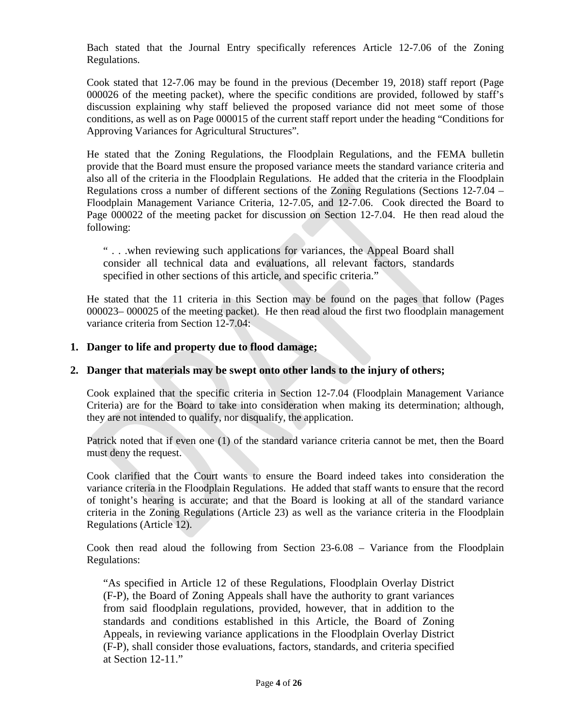Bach stated that the Journal Entry specifically references Article 12-7.06 of the Zoning Regulations.

Cook stated that 12-7.06 may be found in the previous (December 19, 2018) staff report (Page 000026 of the meeting packet), where the specific conditions are provided, followed by staff's discussion explaining why staff believed the proposed variance did not meet some of those conditions, as well as on Page 000015 of the current staff report under the heading "Conditions for Approving Variances for Agricultural Structures".

He stated that the Zoning Regulations, the Floodplain Regulations, and the FEMA bulletin provide that the Board must ensure the proposed variance meets the standard variance criteria and also all of the criteria in the Floodplain Regulations. He added that the criteria in the Floodplain Regulations cross a number of different sections of the Zoning Regulations (Sections 12-7.04 – Floodplain Management Variance Criteria, 12-7.05, and 12-7.06. Cook directed the Board to Page 000022 of the meeting packet for discussion on Section 12-7.04. He then read aloud the following:

> " . . .when reviewing such applications for variances, the Appeal Board shall consider all technical data and evaluations, all relevant factors, standards specified in other sections of this article, and specific criteria."

He stated that the 11 criteria in this Section may be found on the pages that follow (Pages 000023– 000025 of the meeting packet). He then read aloud the first two floodplain management variance criteria from Section 12-7.04:

1. **Danger to life and property due to flood damage;**
2. **Danger that materials may be swept onto other lands to the injury of others;**

Cook explained that the specific criteria in Section 12-7.04 (Floodplain Management Variance Criteria) are for the Board to take into consideration when making its determination; although, they are not intended to qualify, nor disqualify, the application.

Patrick noted that if even one (1) of the standard variance criteria cannot be met, then the Board must deny the request.

Cook clarified that the Court wants to ensure the Board indeed takes into consideration the variance criteria in the Floodplain Regulations. He added that staff wants to ensure that the record of tonight's hearing is accurate; and that the Board is looking at all of the standard variance criteria in the Zoning Regulations (Article 23) as well as the variance criteria in the Floodplain Regulations (Article 12).

Cook then read aloud the following from Section 23-6.08 – Variance from the Floodplain Regulations:

> "As specified in Article 12 of these Regulations, Floodplain Overlay District (F-P), the Board of Zoning Appeals shall have the authority to grant variances from said floodplain regulations, provided, however, that in addition to the standards and conditions established in this Article, the Board of Zoning Appeals, in reviewing variance applications in the Floodplain Overlay District (F-P), shall consider those evaluations, factors, standards, and criteria specified at Section 12-11."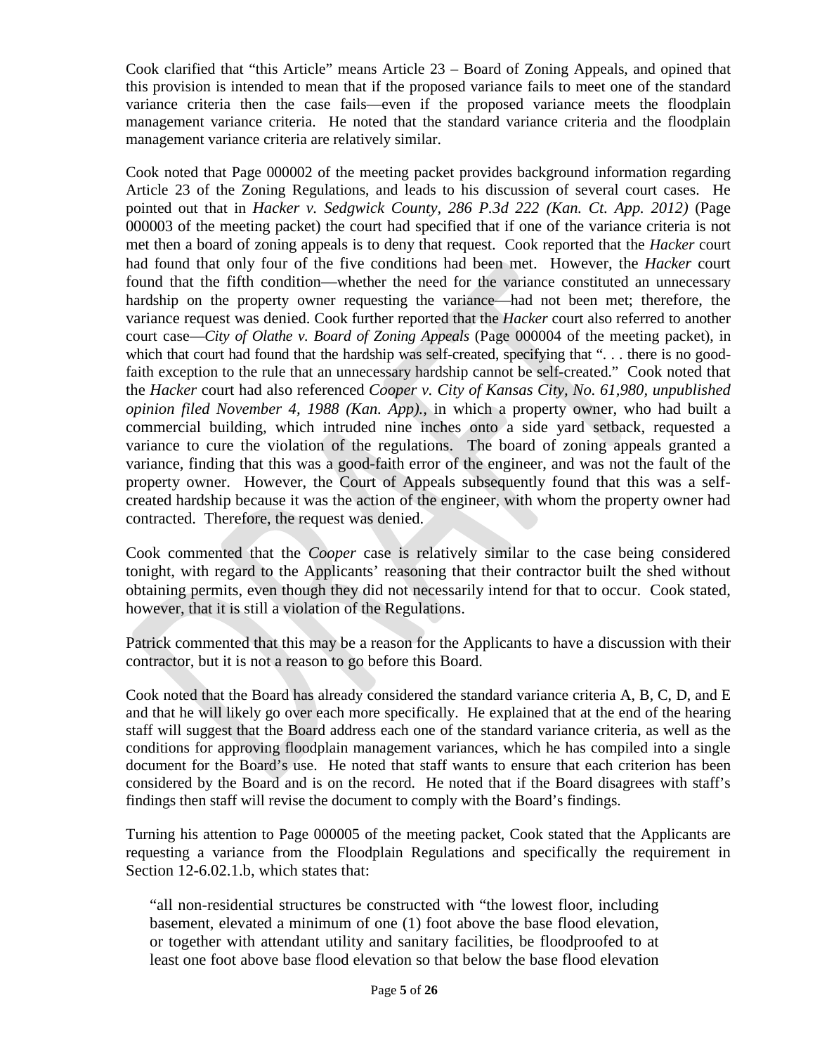Cook clarified that "this Article" means Article 23 – Board of Zoning Appeals, and opined that this provision is intended to mean that if the proposed variance fails to meet one of the standard variance criteria then the case fails—even if the proposed variance meets the floodplain management variance criteria. He noted that the standard variance criteria and the floodplain management variance criteria are relatively similar.

Cook noted that Page 000002 of the meeting packet provides background information regarding Article 23 of the Zoning Regulations, and leads to his discussion of several court cases. He pointed out that in *Hacker v. Sedgwick County, 286 P.3d 222 (Kan. Ct. App. 2012)* (Page 000003 of the meeting packet) the court had specified that if one of the variance criteria is not met then a board of zoning appeals is to deny that request. Cook reported that the *Hacker* court had found that only four of the five conditions had been met. However, the *Hacker* court found that the fifth condition—whether the need for the variance constituted an unnecessary hardship on the property owner requesting the variance—had not been met; therefore, the variance request was denied. Cook further reported that the *Hacker* court also referred to another court case—*City of Olathe v. Board of Zoning Appeals* (Page 000004 of the meeting packet), in which that court had found that the hardship was self-created, specifying that ". . . there is no good-faith exception to the rule that an unnecessary hardship cannot be self-created." Cook noted that the *Hacker* court had also referenced *Cooper v. City of Kansas City, No. 61,980, unpublished opinion filed November 4, 1988 (Kan. App).*, in which a property owner, who had built a commercial building, which intruded nine inches onto a side yard setback, requested a variance to cure the violation of the regulations. The board of zoning appeals granted a variance, finding that this was a good-faith error of the engineer, and was not the fault of the property owner. However, the Court of Appeals subsequently found that this was a self-created hardship because it was the action of the engineer, with whom the property owner had contracted. Therefore, the request was denied.

Cook commented that the *Cooper* case is relatively similar to the case being considered tonight, with regard to the Applicants' reasoning that their contractor built the shed without obtaining permits, even though they did not necessarily intend for that to occur. Cook stated, however, that it is still a violation of the Regulations.

Patrick commented that this may be a reason for the Applicants to have a discussion with their contractor, but it is not a reason to go before this Board.

Cook noted that the Board has already considered the standard variance criteria A, B, C, D, and E and that he will likely go over each more specifically. He explained that at the end of the hearing staff will suggest that the Board address each one of the standard variance criteria, as well as the conditions for approving floodplain management variances, which he has compiled into a single document for the Board's use. He noted that staff wants to ensure that each criterion has been considered by the Board and is on the record. He noted that if the Board disagrees with staff's findings then staff will revise the document to comply with the Board's findings.

Turning his attention to Page 000005 of the meeting packet, Cook stated that the Applicants are requesting a variance from the Floodplain Regulations and specifically the requirement in Section 12-6.02.1.b, which states that:

> "all non-residential structures be constructed with "the lowest floor, including basement, elevated a minimum of one (1) foot above the base flood elevation, or together with attendant utility and sanitary facilities, be floodproofed to at least one foot above base flood elevation so that below the base flood elevation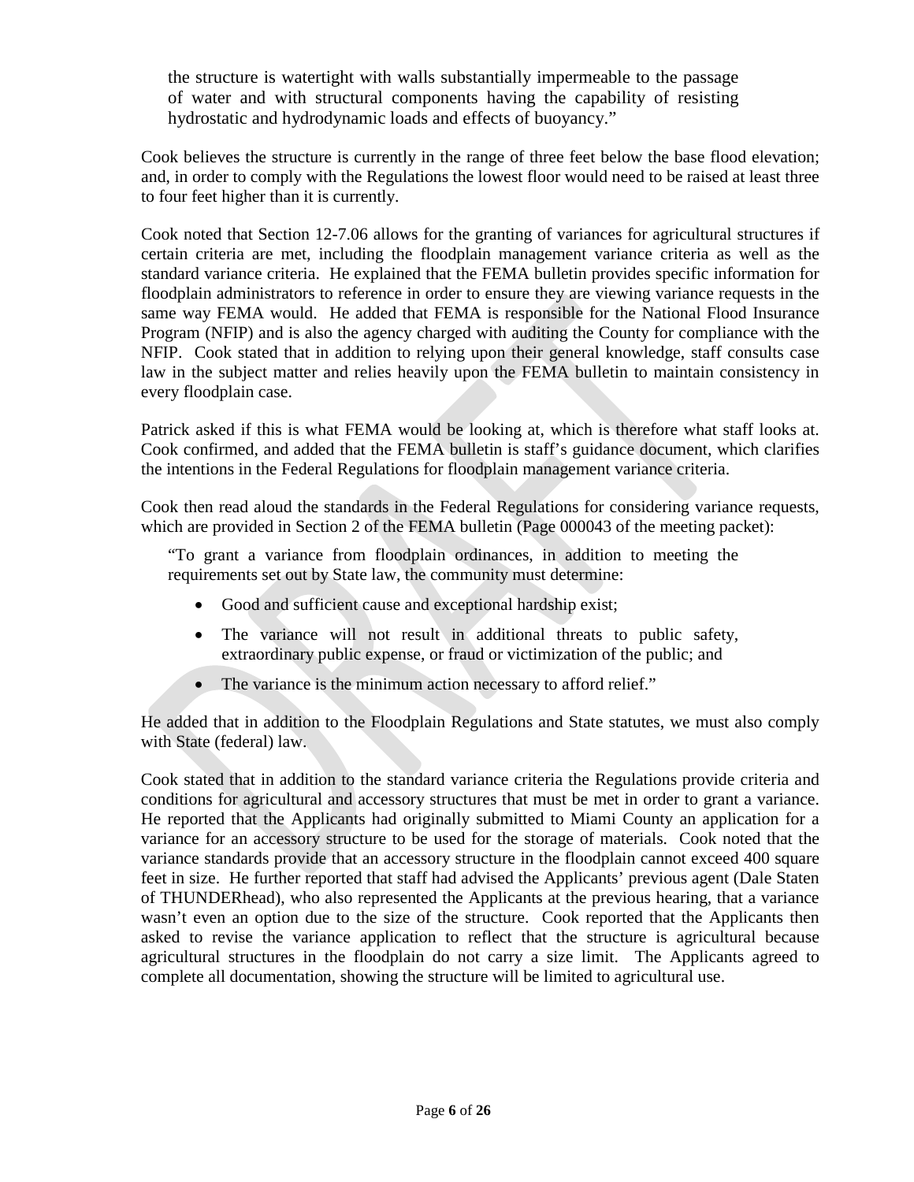the structure is watertight with walls substantially impermeable to the passage of water and with structural components having the capability of resisting hydrostatic and hydrodynamic loads and effects of buoyancy."

Cook believes the structure is currently in the range of three feet below the base flood elevation; and, in order to comply with the Regulations the lowest floor would need to be raised at least three to four feet higher than it is currently.

Cook noted that Section 12-7.06 allows for the granting of variances for agricultural structures if certain criteria are met, including the floodplain management variance criteria as well as the standard variance criteria. He explained that the FEMA bulletin provides specific information for floodplain administrators to reference in order to ensure they are viewing variance requests in the same way FEMA would. He added that FEMA is responsible for the National Flood Insurance Program (NFIP) and is also the agency charged with auditing the County for compliance with the NFIP. Cook stated that in addition to relying upon their general knowledge, staff consults case law in the subject matter and relies heavily upon the FEMA bulletin to maintain consistency in every floodplain case.

Patrick asked if this is what FEMA would be looking at, which is therefore what staff looks at. Cook confirmed, and added that the FEMA bulletin is staff's guidance document, which clarifies the intentions in the Federal Regulations for floodplain management variance criteria.

Cook then read aloud the standards in the Federal Regulations for considering variance requests, which are provided in Section 2 of the FEMA bulletin (Page 000043 of the meeting packet):

> "To grant a variance from floodplain ordinances, in addition to meeting the requirements set out by State law, the community must determine:
>
> - Good and sufficient cause and exceptional hardship exist;
> - The variance will not result in additional threats to public safety, extraordinary public expense, or fraud or victimization of the public; and
> - The variance is the minimum action necessary to afford relief."

He added that in addition to the Floodplain Regulations and State statutes, we must also comply with State (federal) law.

Cook stated that in addition to the standard variance criteria the Regulations provide criteria and conditions for agricultural and accessory structures that must be met in order to grant a variance. He reported that the Applicants had originally submitted to Miami County an application for a variance for an accessory structure to be used for the storage of materials. Cook noted that the variance standards provide that an accessory structure in the floodplain cannot exceed 400 square feet in size. He further reported that staff had advised the Applicants' previous agent (Dale Staten of THUNDERhead), who also represented the Applicants at the previous hearing, that a variance wasn't even an option due to the size of the structure. Cook reported that the Applicants then asked to revise the variance application to reflect that the structure is agricultural because agricultural structures in the floodplain do not carry a size limit. The Applicants agreed to complete all documentation, showing the structure will be limited to agricultural use.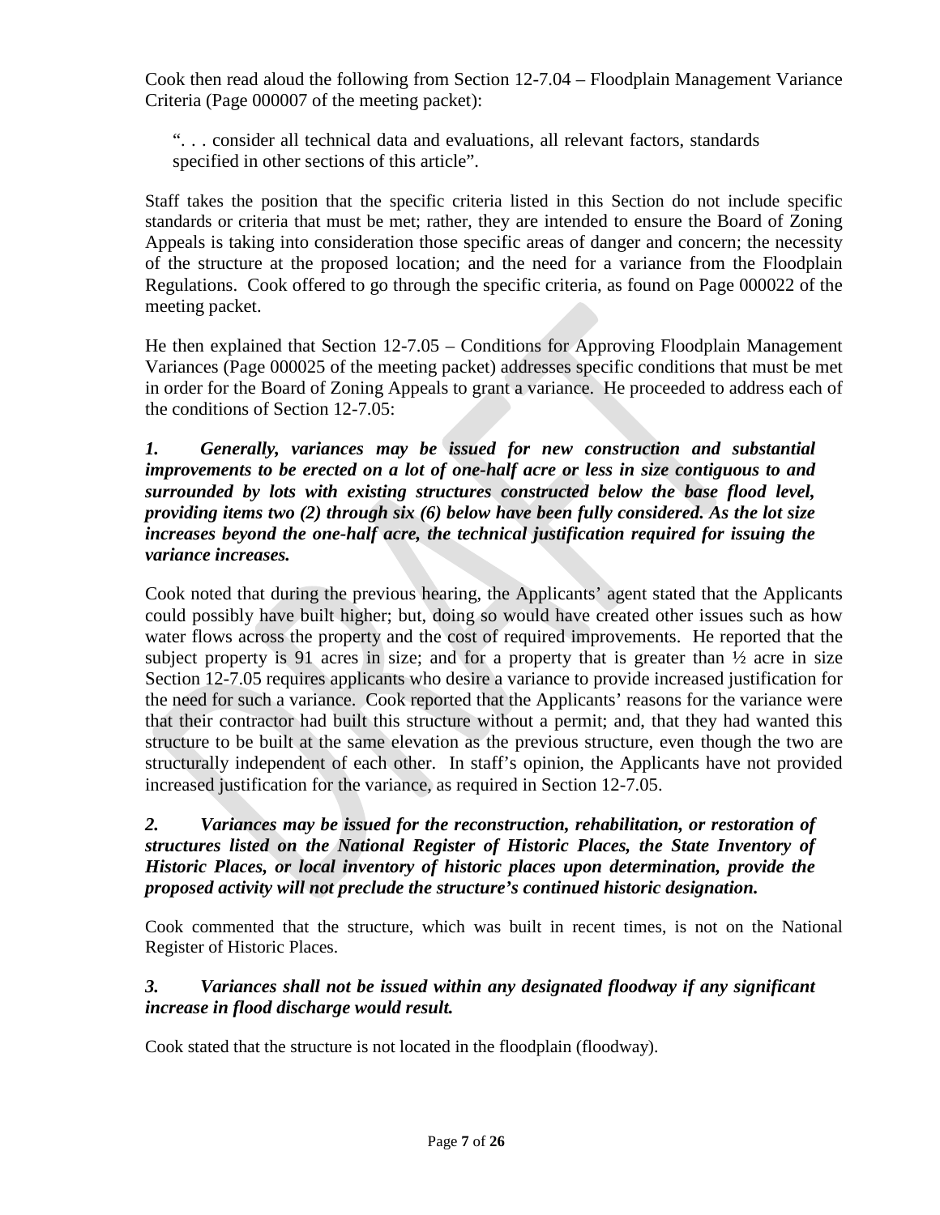Cook then read aloud the following from Section 12-7.04 – Floodplain Management Variance Criteria (Page 000007 of the meeting packet):

> ". . . consider all technical data and evaluations, all relevant factors, standards specified in other sections of this article".

Staff takes the position that the specific criteria listed in this Section do not include specific standards or criteria that must be met; rather, they are intended to ensure the Board of Zoning Appeals is taking into consideration those specific areas of danger and concern; the necessity of the structure at the proposed location; and the need for a variance from the Floodplain Regulations. Cook offered to go through the specific criteria, as found on Page 000022 of the meeting packet.

He then explained that Section 12-7.05 – Conditions for Approving Floodplain Management Variances (Page 000025 of the meeting packet) addresses specific conditions that must be met in order for the Board of Zoning Appeals to grant a variance. He proceeded to address each of the conditions of Section 12-7.05:

***1. Generally, variances may be issued for new construction and substantial improvements to be erected on a lot of one-half acre or less in size contiguous to and surrounded by lots with existing structures constructed below the base flood level, providing items two (2) through six (6) below have been fully considered. As the lot size increases beyond the one-half acre, the technical justification required for issuing the variance increases.***

Cook noted that during the previous hearing, the Applicants' agent stated that the Applicants could possibly have built higher; but, doing so would have created other issues such as how water flows across the property and the cost of required improvements. He reported that the subject property is 91 acres in size; and for a property that is greater than ½ acre in size Section 12-7.05 requires applicants who desire a variance to provide increased justification for the need for such a variance. Cook reported that the Applicants' reasons for the variance were that their contractor had built this structure without a permit; and, that they had wanted this structure to be built at the same elevation as the previous structure, even though the two are structurally independent of each other. In staff's opinion, the Applicants have not provided increased justification for the variance, as required in Section 12-7.05.

***2. Variances may be issued for the reconstruction, rehabilitation, or restoration of structures listed on the National Register of Historic Places, the State Inventory of Historic Places, or local inventory of historic places upon determination, provide the proposed activity will not preclude the structure's continued historic designation.***

Cook commented that the structure, which was built in recent times, is not on the National Register of Historic Places.

***3. Variances shall not be issued within any designated floodway if any significant increase in flood discharge would result.***

Cook stated that the structure is not located in the floodplain (floodway).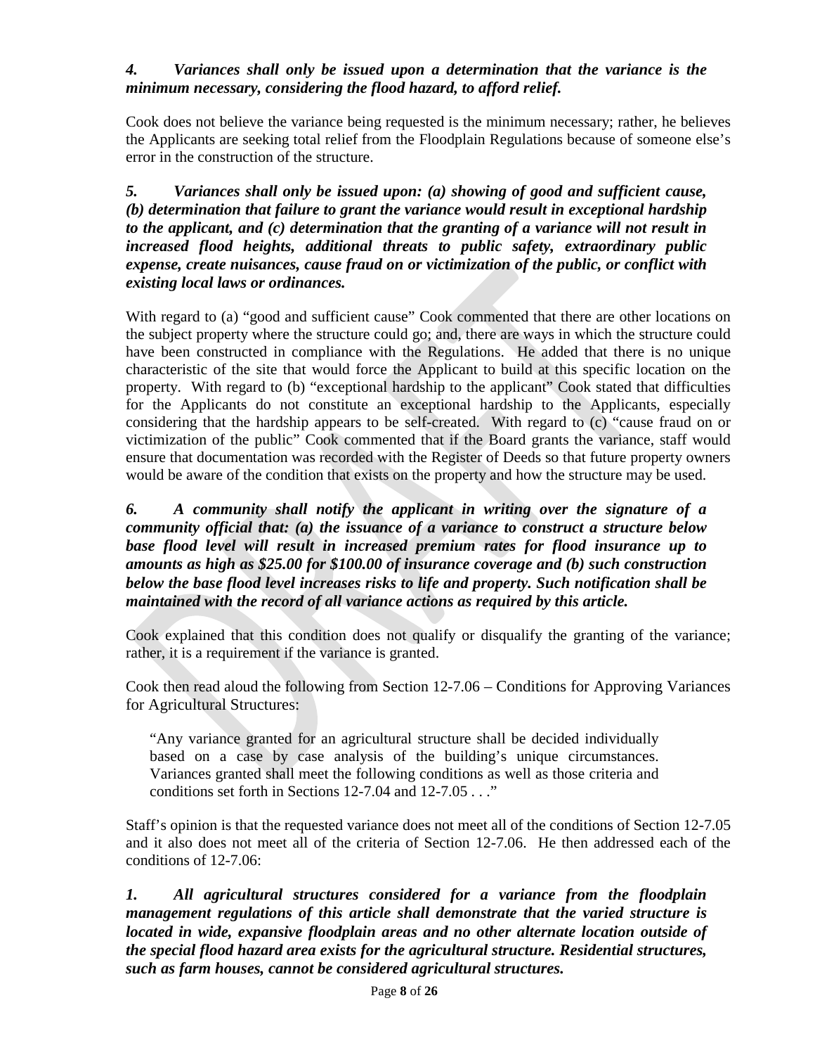***4. Variances shall only be issued upon a determination that the variance is the minimum necessary, considering the flood hazard, to afford relief.***

Cook does not believe the variance being requested is the minimum necessary; rather, he believes the Applicants are seeking total relief from the Floodplain Regulations because of someone else's error in the construction of the structure.

***5. Variances shall only be issued upon: (a) showing of good and sufficient cause, (b) determination that failure to grant the variance would result in exceptional hardship to the applicant, and (c) determination that the granting of a variance will not result in increased flood heights, additional threats to public safety, extraordinary public expense, create nuisances, cause fraud on or victimization of the public, or conflict with existing local laws or ordinances.***

With regard to (a) "good and sufficient cause" Cook commented that there are other locations on the subject property where the structure could go; and, there are ways in which the structure could have been constructed in compliance with the Regulations. He added that there is no unique characteristic of the site that would force the Applicant to build at this specific location on the property. With regard to (b) "exceptional hardship to the applicant" Cook stated that difficulties for the Applicants do not constitute an exceptional hardship to the Applicants, especially considering that the hardship appears to be self-created. With regard to (c) "cause fraud on or victimization of the public" Cook commented that if the Board grants the variance, staff would ensure that documentation was recorded with the Register of Deeds so that future property owners would be aware of the condition that exists on the property and how the structure may be used.

***6. A community shall notify the applicant in writing over the signature of a community official that: (a) the issuance of a variance to construct a structure below base flood level will result in increased premium rates for flood insurance up to amounts as high as $25.00 for $100.00 of insurance coverage and (b) such construction below the base flood level increases risks to life and property. Such notification shall be maintained with the record of all variance actions as required by this article.***

Cook explained that this condition does not qualify or disqualify the granting of the variance; rather, it is a requirement if the variance is granted.

Cook then read aloud the following from Section 12-7.06 – Conditions for Approving Variances for Agricultural Structures:

> "Any variance granted for an agricultural structure shall be decided individually based on a case by case analysis of the building's unique circumstances. Variances granted shall meet the following conditions as well as those criteria and conditions set forth in Sections 12-7.04 and 12-7.05 . . ."

Staff's opinion is that the requested variance does not meet all of the conditions of Section 12-7.05 and it also does not meet all of the criteria of Section 12-7.06. He then addressed each of the conditions of 12-7.06:

***1. All agricultural structures considered for a variance from the floodplain management regulations of this article shall demonstrate that the varied structure is located in wide, expansive floodplain areas and no other alternate location outside of the special flood hazard area exists for the agricultural structure. Residential structures, such as farm houses, cannot be considered agricultural structures.***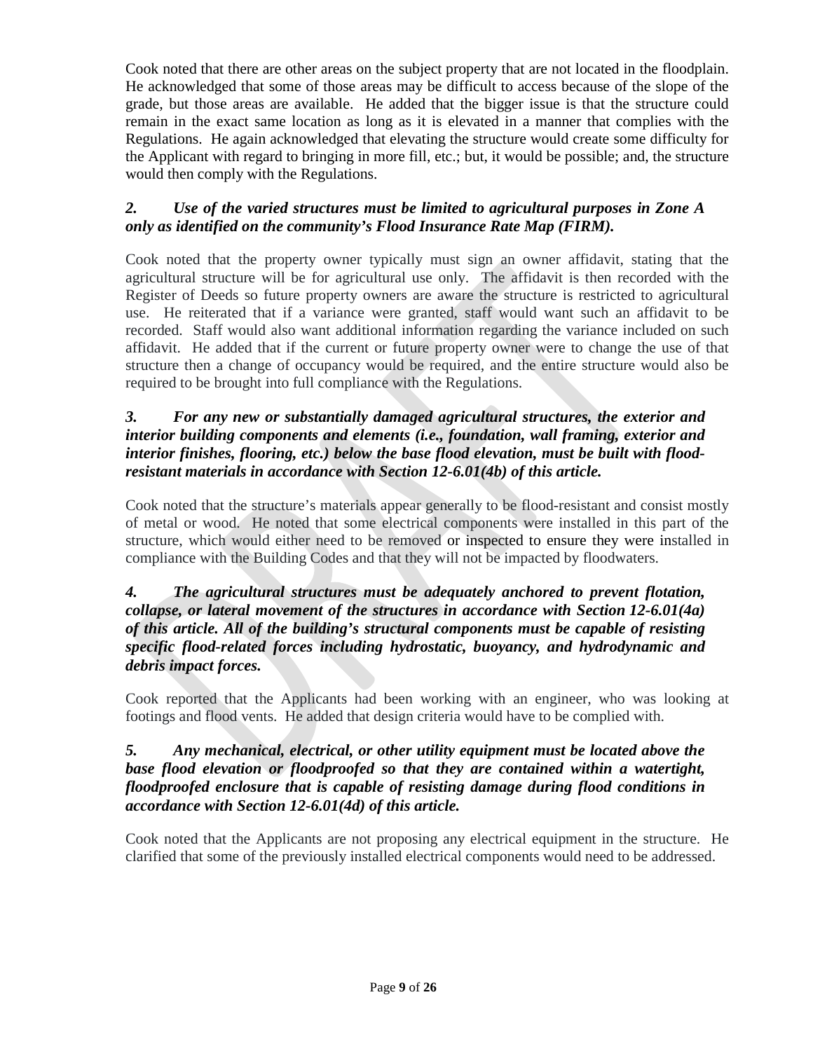Cook noted that there are other areas on the subject property that are not located in the floodplain. He acknowledged that some of those areas may be difficult to access because of the slope of the grade, but those areas are available. He added that the bigger issue is that the structure could remain in the exact same location as long as it is elevated in a manner that complies with the Regulations. He again acknowledged that elevating the structure would create some difficulty for the Applicant with regard to bringing in more fill, etc.; but, it would be possible; and, the structure would then comply with the Regulations.

***2. Use of the varied structures must be limited to agricultural purposes in Zone A only as identified on the community's Flood Insurance Rate Map (FIRM).***

Cook noted that the property owner typically must sign an owner affidavit, stating that the agricultural structure will be for agricultural use only. The affidavit is then recorded with the Register of Deeds so future property owners are aware the structure is restricted to agricultural use. He reiterated that if a variance were granted, staff would want such an affidavit to be recorded. Staff would also want additional information regarding the variance included on such affidavit. He added that if the current or future property owner were to change the use of that structure then a change of occupancy would be required, and the entire structure would also be required to be brought into full compliance with the Regulations.

***3. For any new or substantially damaged agricultural structures, the exterior and interior building components and elements (i.e., foundation, wall framing, exterior and interior finishes, flooring, etc.) below the base flood elevation, must be built with flood-resistant materials in accordance with Section 12-6.01(4b) of this article.***

Cook noted that the structure's materials appear generally to be flood-resistant and consist mostly of metal or wood. He noted that some electrical components were installed in this part of the structure, which would either need to be removed or inspected to ensure they were installed in compliance with the Building Codes and that they will not be impacted by floodwaters.

***4. The agricultural structures must be adequately anchored to prevent flotation, collapse, or lateral movement of the structures in accordance with Section 12-6.01(4a) of this article. All of the building's structural components must be capable of resisting specific flood-related forces including hydrostatic, buoyancy, and hydrodynamic and debris impact forces.***

Cook reported that the Applicants had been working with an engineer, who was looking at footings and flood vents. He added that design criteria would have to be complied with.

***5. Any mechanical, electrical, or other utility equipment must be located above the base flood elevation or floodproofed so that they are contained within a watertight, floodproofed enclosure that is capable of resisting damage during flood conditions in accordance with Section 12-6.01(4d) of this article.***

Cook noted that the Applicants are not proposing any electrical equipment in the structure. He clarified that some of the previously installed electrical components would need to be addressed.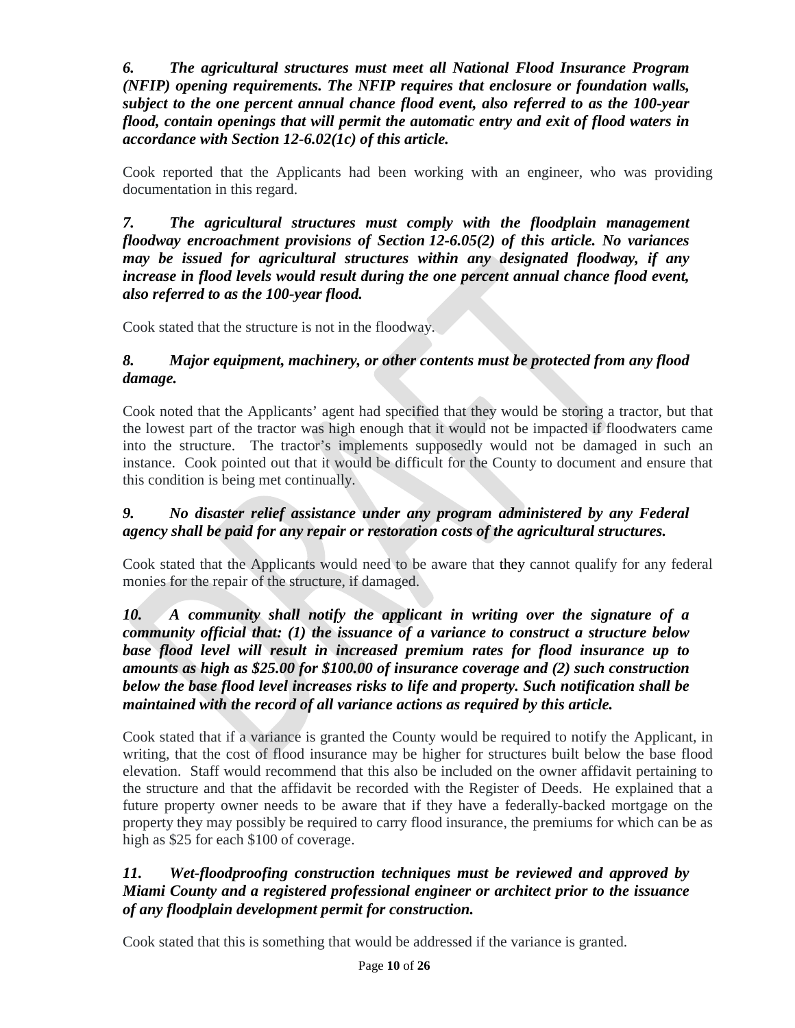***6. The agricultural structures must meet all National Flood Insurance Program (NFIP) opening requirements. The NFIP requires that enclosure or foundation walls, subject to the one percent annual chance flood event, also referred to as the 100-year flood, contain openings that will permit the automatic entry and exit of flood waters in accordance with Section 12-6.02(1c) of this article.***

Cook reported that the Applicants had been working with an engineer, who was providing documentation in this regard.

***7. The agricultural structures must comply with the floodplain management floodway encroachment provisions of Section 12-6.05(2) of this article. No variances may be issued for agricultural structures within any designated floodway, if any increase in flood levels would result during the one percent annual chance flood event, also referred to as the 100-year flood.***

Cook stated that the structure is not in the floodway.

***8. Major equipment, machinery, or other contents must be protected from any flood damage.***

Cook noted that the Applicants' agent had specified that they would be storing a tractor, but that the lowest part of the tractor was high enough that it would not be impacted if floodwaters came into the structure. The tractor's implements supposedly would not be damaged in such an instance. Cook pointed out that it would be difficult for the County to document and ensure that this condition is being met continually.

***9. No disaster relief assistance under any program administered by any Federal agency shall be paid for any repair or restoration costs of the agricultural structures.***

Cook stated that the Applicants would need to be aware that they cannot qualify for any federal monies for the repair of the structure, if damaged.

***10. A community shall notify the applicant in writing over the signature of a community official that: (1) the issuance of a variance to construct a structure below base flood level will result in increased premium rates for flood insurance up to amounts as high as $25.00 for $100.00 of insurance coverage and (2) such construction below the base flood level increases risks to life and property. Such notification shall be maintained with the record of all variance actions as required by this article.***

Cook stated that if a variance is granted the County would be required to notify the Applicant, in writing, that the cost of flood insurance may be higher for structures built below the base flood elevation. Staff would recommend that this also be included on the owner affidavit pertaining to the structure and that the affidavit be recorded with the Register of Deeds. He explained that a future property owner needs to be aware that if they have a federally-backed mortgage on the property they may possibly be required to carry flood insurance, the premiums for which can be as high as $25 for each $100 of coverage.

***11. Wet-floodproofing construction techniques must be reviewed and approved by Miami County and a registered professional engineer or architect prior to the issuance of any floodplain development permit for construction.***

Cook stated that this is something that would be addressed if the variance is granted.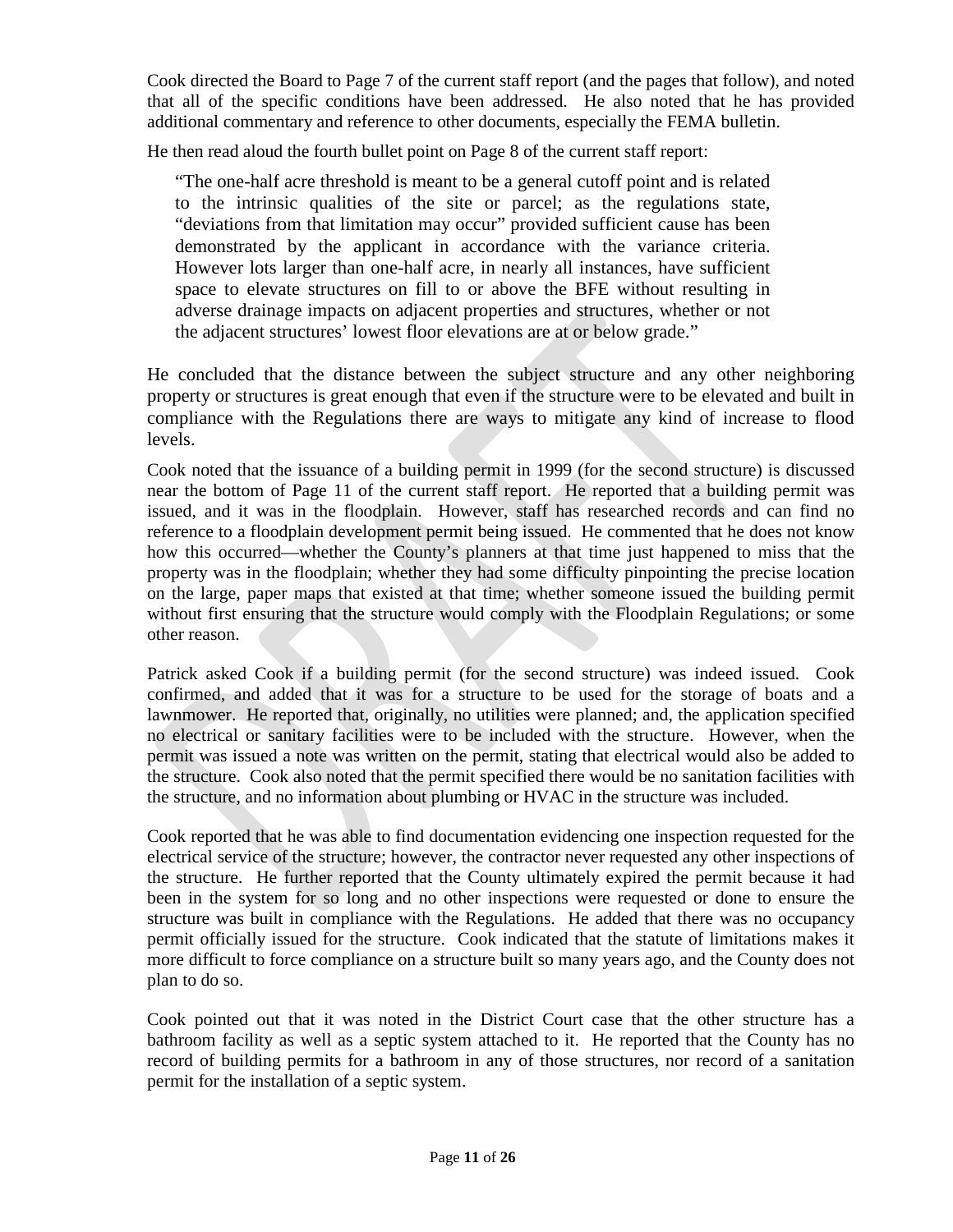Cook directed the Board to Page 7 of the current staff report (and the pages that follow), and noted that all of the specific conditions have been addressed. He also noted that he has provided additional commentary and reference to other documents, especially the FEMA bulletin.

He then read aloud the fourth bullet point on Page 8 of the current staff report:

> "The one-half acre threshold is meant to be a general cutoff point and is related to the intrinsic qualities of the site or parcel; as the regulations state, "deviations from that limitation may occur" provided sufficient cause has been demonstrated by the applicant in accordance with the variance criteria. However lots larger than one-half acre, in nearly all instances, have sufficient space to elevate structures on fill to or above the BFE without resulting in adverse drainage impacts on adjacent properties and structures, whether or not the adjacent structures' lowest floor elevations are at or below grade."

He concluded that the distance between the subject structure and any other neighboring property or structures is great enough that even if the structure were to be elevated and built in compliance with the Regulations there are ways to mitigate any kind of increase to flood levels.

Cook noted that the issuance of a building permit in 1999 (for the second structure) is discussed near the bottom of Page 11 of the current staff report. He reported that a building permit was issued, and it was in the floodplain. However, staff has researched records and can find no reference to a floodplain development permit being issued. He commented that he does not know how this occurred—whether the County's planners at that time just happened to miss that the property was in the floodplain; whether they had some difficulty pinpointing the precise location on the large, paper maps that existed at that time; whether someone issued the building permit without first ensuring that the structure would comply with the Floodplain Regulations; or some other reason.

Patrick asked Cook if a building permit (for the second structure) was indeed issued. Cook confirmed, and added that it was for a structure to be used for the storage of boats and a lawnmower. He reported that, originally, no utilities were planned; and, the application specified no electrical or sanitary facilities were to be included with the structure. However, when the permit was issued a note was written on the permit, stating that electrical would also be added to the structure. Cook also noted that the permit specified there would be no sanitation facilities with the structure, and no information about plumbing or HVAC in the structure was included.

Cook reported that he was able to find documentation evidencing one inspection requested for the electrical service of the structure; however, the contractor never requested any other inspections of the structure. He further reported that the County ultimately expired the permit because it had been in the system for so long and no other inspections were requested or done to ensure the structure was built in compliance with the Regulations. He added that there was no occupancy permit officially issued for the structure. Cook indicated that the statute of limitations makes it more difficult to force compliance on a structure built so many years ago, and the County does not plan to do so.

Cook pointed out that it was noted in the District Court case that the other structure has a bathroom facility as well as a septic system attached to it. He reported that the County has no record of building permits for a bathroom in any of those structures, nor record of a sanitation permit for the installation of a septic system.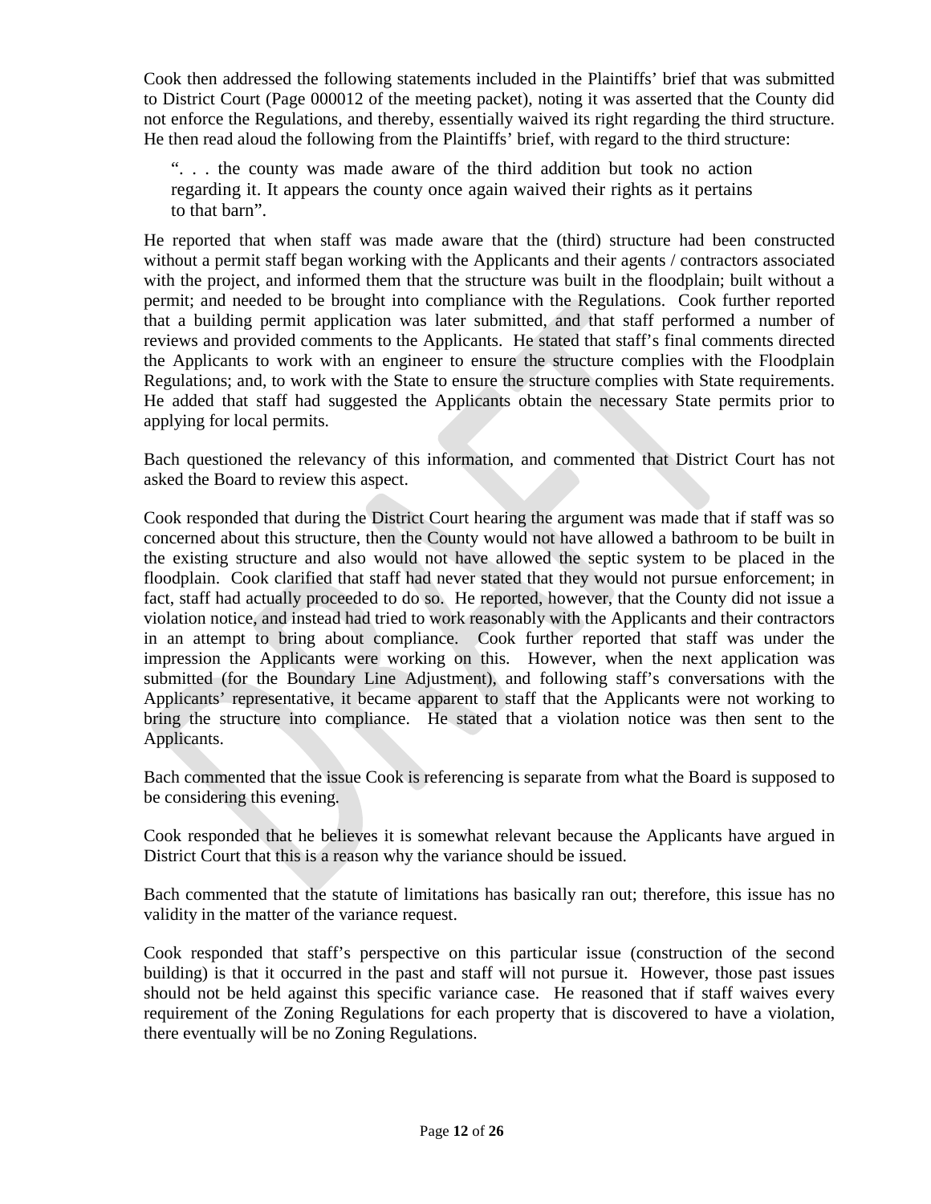Cook then addressed the following statements included in the Plaintiffs' brief that was submitted to District Court (Page 000012 of the meeting packet), noting it was asserted that the County did not enforce the Regulations, and thereby, essentially waived its right regarding the third structure. He then read aloud the following from the Plaintiffs' brief, with regard to the third structure:

> ". . . the county was made aware of the third addition but took no action regarding it. It appears the county once again waived their rights as it pertains to that barn".

He reported that when staff was made aware that the (third) structure had been constructed without a permit staff began working with the Applicants and their agents / contractors associated with the project, and informed them that the structure was built in the floodplain; built without a permit; and needed to be brought into compliance with the Regulations. Cook further reported that a building permit application was later submitted, and that staff performed a number of reviews and provided comments to the Applicants. He stated that staff's final comments directed the Applicants to work with an engineer to ensure the structure complies with the Floodplain Regulations; and, to work with the State to ensure the structure complies with State requirements. He added that staff had suggested the Applicants obtain the necessary State permits prior to applying for local permits.

Bach questioned the relevancy of this information, and commented that District Court has not asked the Board to review this aspect.

Cook responded that during the District Court hearing the argument was made that if staff was so concerned about this structure, then the County would not have allowed a bathroom to be built in the existing structure and also would not have allowed the septic system to be placed in the floodplain. Cook clarified that staff had never stated that they would not pursue enforcement; in fact, staff had actually proceeded to do so. He reported, however, that the County did not issue a violation notice, and instead had tried to work reasonably with the Applicants and their contractors in an attempt to bring about compliance. Cook further reported that staff was under the impression the Applicants were working on this. However, when the next application was submitted (for the Boundary Line Adjustment), and following staff's conversations with the Applicants' representative, it became apparent to staff that the Applicants were not working to bring the structure into compliance. He stated that a violation notice was then sent to the Applicants.

Bach commented that the issue Cook is referencing is separate from what the Board is supposed to be considering this evening.

Cook responded that he believes it is somewhat relevant because the Applicants have argued in District Court that this is a reason why the variance should be issued.

Bach commented that the statute of limitations has basically ran out; therefore, this issue has no validity in the matter of the variance request.

Cook responded that staff's perspective on this particular issue (construction of the second building) is that it occurred in the past and staff will not pursue it. However, those past issues should not be held against this specific variance case. He reasoned that if staff waives every requirement of the Zoning Regulations for each property that is discovered to have a violation, there eventually will be no Zoning Regulations.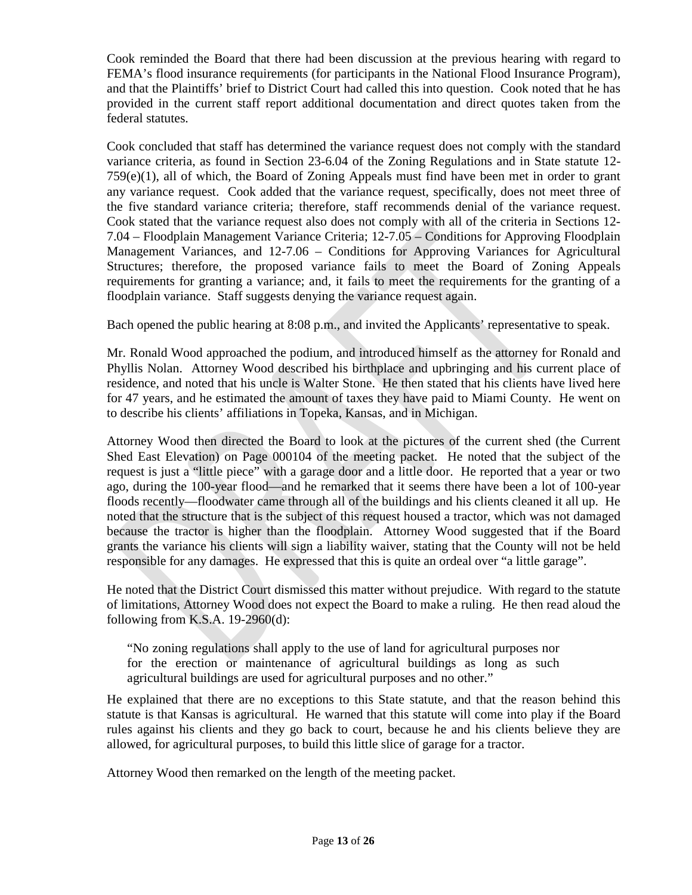Cook reminded the Board that there had been discussion at the previous hearing with regard to FEMA's flood insurance requirements (for participants in the National Flood Insurance Program), and that the Plaintiffs' brief to District Court had called this into question. Cook noted that he has provided in the current staff report additional documentation and direct quotes taken from the federal statutes.

Cook concluded that staff has determined the variance request does not comply with the standard variance criteria, as found in Section 23-6.04 of the Zoning Regulations and in State statute 12-759(e)(1), all of which, the Board of Zoning Appeals must find have been met in order to grant any variance request. Cook added that the variance request, specifically, does not meet three of the five standard variance criteria; therefore, staff recommends denial of the variance request. Cook stated that the variance request also does not comply with all of the criteria in Sections 12-7.04 – Floodplain Management Variance Criteria; 12-7.05 – Conditions for Approving Floodplain Management Variances, and 12-7.06 – Conditions for Approving Variances for Agricultural Structures; therefore, the proposed variance fails to meet the Board of Zoning Appeals requirements for granting a variance; and, it fails to meet the requirements for the granting of a floodplain variance. Staff suggests denying the variance request again.

Bach opened the public hearing at 8:08 p.m., and invited the Applicants' representative to speak.

Mr. Ronald Wood approached the podium, and introduced himself as the attorney for Ronald and Phyllis Nolan. Attorney Wood described his birthplace and upbringing and his current place of residence, and noted that his uncle is Walter Stone. He then stated that his clients have lived here for 47 years, and he estimated the amount of taxes they have paid to Miami County. He went on to describe his clients' affiliations in Topeka, Kansas, and in Michigan.

Attorney Wood then directed the Board to look at the pictures of the current shed (the Current Shed East Elevation) on Page 000104 of the meeting packet. He noted that the subject of the request is just a "little piece" with a garage door and a little door. He reported that a year or two ago, during the 100-year flood—and he remarked that it seems there have been a lot of 100-year floods recently—floodwater came through all of the buildings and his clients cleaned it all up. He noted that the structure that is the subject of this request housed a tractor, which was not damaged because the tractor is higher than the floodplain. Attorney Wood suggested that if the Board grants the variance his clients will sign a liability waiver, stating that the County will not be held responsible for any damages. He expressed that this is quite an ordeal over "a little garage".

He noted that the District Court dismissed this matter without prejudice. With regard to the statute of limitations, Attorney Wood does not expect the Board to make a ruling. He then read aloud the following from K.S.A. 19-2960(d):

> "No zoning regulations shall apply to the use of land for agricultural purposes nor for the erection or maintenance of agricultural buildings as long as such agricultural buildings are used for agricultural purposes and no other."

He explained that there are no exceptions to this State statute, and that the reason behind this statute is that Kansas is agricultural. He warned that this statute will come into play if the Board rules against his clients and they go back to court, because he and his clients believe they are allowed, for agricultural purposes, to build this little slice of garage for a tractor.

Attorney Wood then remarked on the length of the meeting packet.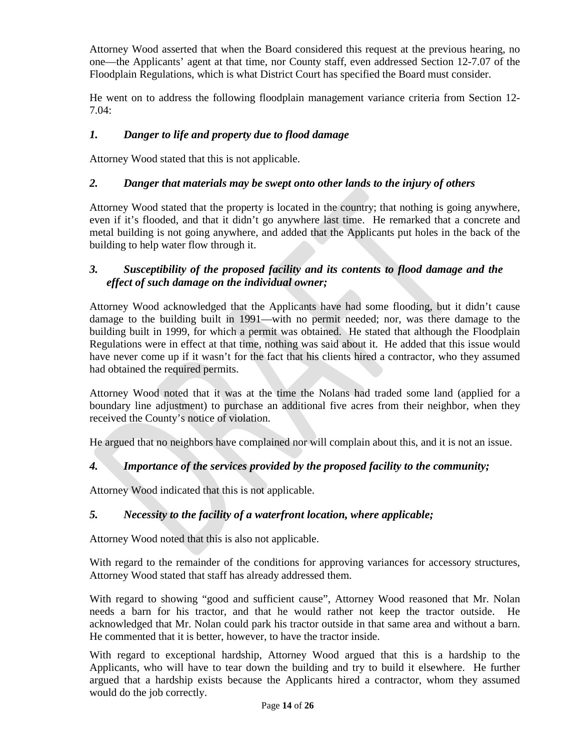Attorney Wood asserted that when the Board considered this request at the previous hearing, no one—the Applicants' agent at that time, nor County staff, even addressed Section 12-7.07 of the Floodplain Regulations, which is what District Court has specified the Board must consider.

He went on to address the following floodplain management variance criteria from Section 12-7.04:

### *1. Danger to life and property due to flood damage*

Attorney Wood stated that this is not applicable.

### *2. Danger that materials may be swept onto other lands to the injury of others*

Attorney Wood stated that the property is located in the country; that nothing is going anywhere, even if it's flooded, and that it didn't go anywhere last time. He remarked that a concrete and metal building is not going anywhere, and added that the Applicants put holes in the back of the building to help water flow through it.

### *3. Susceptibility of the proposed facility and its contents to flood damage and the effect of such damage on the individual owner;*

Attorney Wood acknowledged that the Applicants have had some flooding, but it didn't cause damage to the building built in 1991—with no permit needed; nor, was there damage to the building built in 1999, for which a permit was obtained. He stated that although the Floodplain Regulations were in effect at that time, nothing was said about it. He added that this issue would have never come up if it wasn't for the fact that his clients hired a contractor, who they assumed had obtained the required permits.

Attorney Wood noted that it was at the time the Nolans had traded some land (applied for a boundary line adjustment) to purchase an additional five acres from their neighbor, when they received the County's notice of violation.

He argued that no neighbors have complained nor will complain about this, and it is not an issue.

### *4. Importance of the services provided by the proposed facility to the community;*

Attorney Wood indicated that this is not applicable.

### *5. Necessity to the facility of a waterfront location, where applicable;*

Attorney Wood noted that this is also not applicable.

With regard to the remainder of the conditions for approving variances for accessory structures, Attorney Wood stated that staff has already addressed them.

With regard to showing "good and sufficient cause", Attorney Wood reasoned that Mr. Nolan needs a barn for his tractor, and that he would rather not keep the tractor outside. He acknowledged that Mr. Nolan could park his tractor outside in that same area and without a barn. He commented that it is better, however, to have the tractor inside.

With regard to exceptional hardship, Attorney Wood argued that this is a hardship to the Applicants, who will have to tear down the building and try to build it elsewhere. He further argued that a hardship exists because the Applicants hired a contractor, whom they assumed would do the job correctly.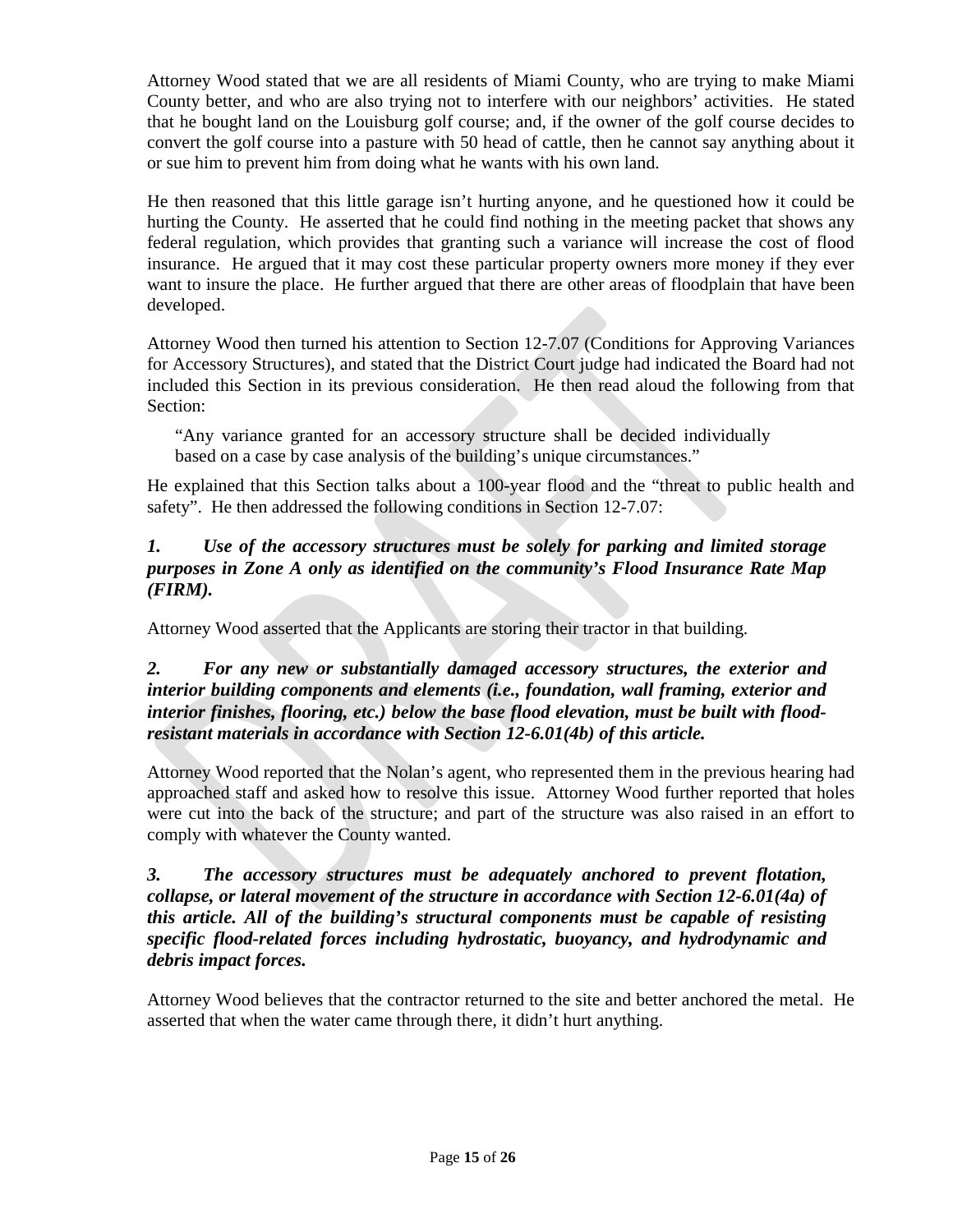Attorney Wood stated that we are all residents of Miami County, who are trying to make Miami County better, and who are also trying not to interfere with our neighbors' activities. He stated that he bought land on the Louisburg golf course; and, if the owner of the golf course decides to convert the golf course into a pasture with 50 head of cattle, then he cannot say anything about it or sue him to prevent him from doing what he wants with his own land.

He then reasoned that this little garage isn't hurting anyone, and he questioned how it could be hurting the County. He asserted that he could find nothing in the meeting packet that shows any federal regulation, which provides that granting such a variance will increase the cost of flood insurance. He argued that it may cost these particular property owners more money if they ever want to insure the place. He further argued that there are other areas of floodplain that have been developed.

Attorney Wood then turned his attention to Section 12-7.07 (Conditions for Approving Variances for Accessory Structures), and stated that the District Court judge had indicated the Board had not included this Section in its previous consideration. He then read aloud the following from that Section:

> "Any variance granted for an accessory structure shall be decided individually based on a case by case analysis of the building's unique circumstances."

He explained that this Section talks about a 100-year flood and the "threat to public health and safety". He then addressed the following conditions in Section 12-7.07:

***1. Use of the accessory structures must be solely for parking and limited storage purposes in Zone A only as identified on the community's Flood Insurance Rate Map (FIRM).***

Attorney Wood asserted that the Applicants are storing their tractor in that building.

***2. For any new or substantially damaged accessory structures, the exterior and interior building components and elements (i.e., foundation, wall framing, exterior and interior finishes, flooring, etc.) below the base flood elevation, must be built with flood-resistant materials in accordance with Section 12-6.01(4b) of this article.***

Attorney Wood reported that the Nolan's agent, who represented them in the previous hearing had approached staff and asked how to resolve this issue. Attorney Wood further reported that holes were cut into the back of the structure; and part of the structure was also raised in an effort to comply with whatever the County wanted.

***3. The accessory structures must be adequately anchored to prevent flotation, collapse, or lateral movement of the structure in accordance with Section 12-6.01(4a) of this article. All of the building's structural components must be capable of resisting specific flood-related forces including hydrostatic, buoyancy, and hydrodynamic and debris impact forces.***

Attorney Wood believes that the contractor returned to the site and better anchored the metal. He asserted that when the water came through there, it didn't hurt anything.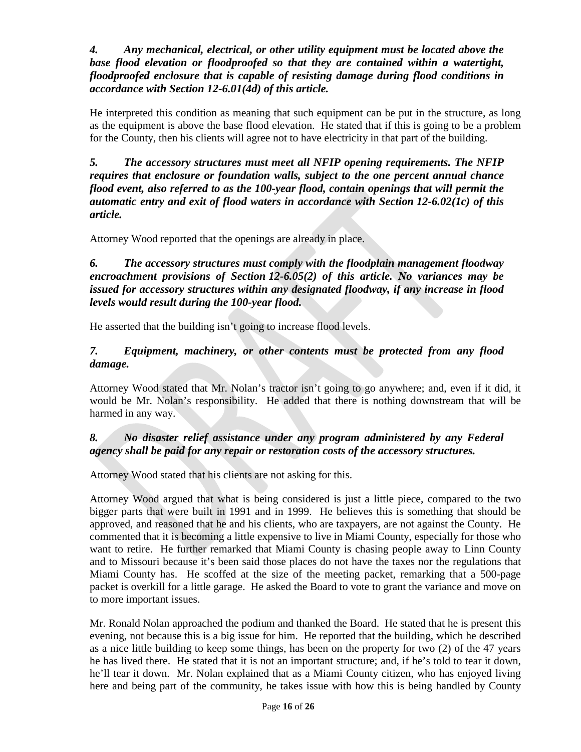***4. Any mechanical, electrical, or other utility equipment must be located above the base flood elevation or floodproofed so that they are contained within a watertight, floodproofed enclosure that is capable of resisting damage during flood conditions in accordance with Section 12-6.01(4d) of this article.***

He interpreted this condition as meaning that such equipment can be put in the structure, as long as the equipment is above the base flood elevation. He stated that if this is going to be a problem for the County, then his clients will agree not to have electricity in that part of the building.

***5. The accessory structures must meet all NFIP opening requirements. The NFIP requires that enclosure or foundation walls, subject to the one percent annual chance flood event, also referred to as the 100-year flood, contain openings that will permit the automatic entry and exit of flood waters in accordance with Section 12-6.02(1c) of this article.***

Attorney Wood reported that the openings are already in place.

***6. The accessory structures must comply with the floodplain management floodway encroachment provisions of Section 12-6.05(2) of this article. No variances may be issued for accessory structures within any designated floodway, if any increase in flood levels would result during the 100-year flood.***

He asserted that the building isn't going to increase flood levels.

***7. Equipment, machinery, or other contents must be protected from any flood damage.***

Attorney Wood stated that Mr. Nolan's tractor isn't going to go anywhere; and, even if it did, it would be Mr. Nolan's responsibility. He added that there is nothing downstream that will be harmed in any way.

***8. No disaster relief assistance under any program administered by any Federal agency shall be paid for any repair or restoration costs of the accessory structures.***

Attorney Wood stated that his clients are not asking for this.

Attorney Wood argued that what is being considered is just a little piece, compared to the two bigger parts that were built in 1991 and in 1999. He believes this is something that should be approved, and reasoned that he and his clients, who are taxpayers, are not against the County. He commented that it is becoming a little expensive to live in Miami County, especially for those who want to retire. He further remarked that Miami County is chasing people away to Linn County and to Missouri because it's been said those places do not have the taxes nor the regulations that Miami County has. He scoffed at the size of the meeting packet, remarking that a 500-page packet is overkill for a little garage. He asked the Board to vote to grant the variance and move on to more important issues.

Mr. Ronald Nolan approached the podium and thanked the Board. He stated that he is present this evening, not because this is a big issue for him. He reported that the building, which he described as a nice little building to keep some things, has been on the property for two (2) of the 47 years he has lived there. He stated that it is not an important structure; and, if he's told to tear it down, he'll tear it down. Mr. Nolan explained that as a Miami County citizen, who has enjoyed living here and being part of the community, he takes issue with how this is being handled by County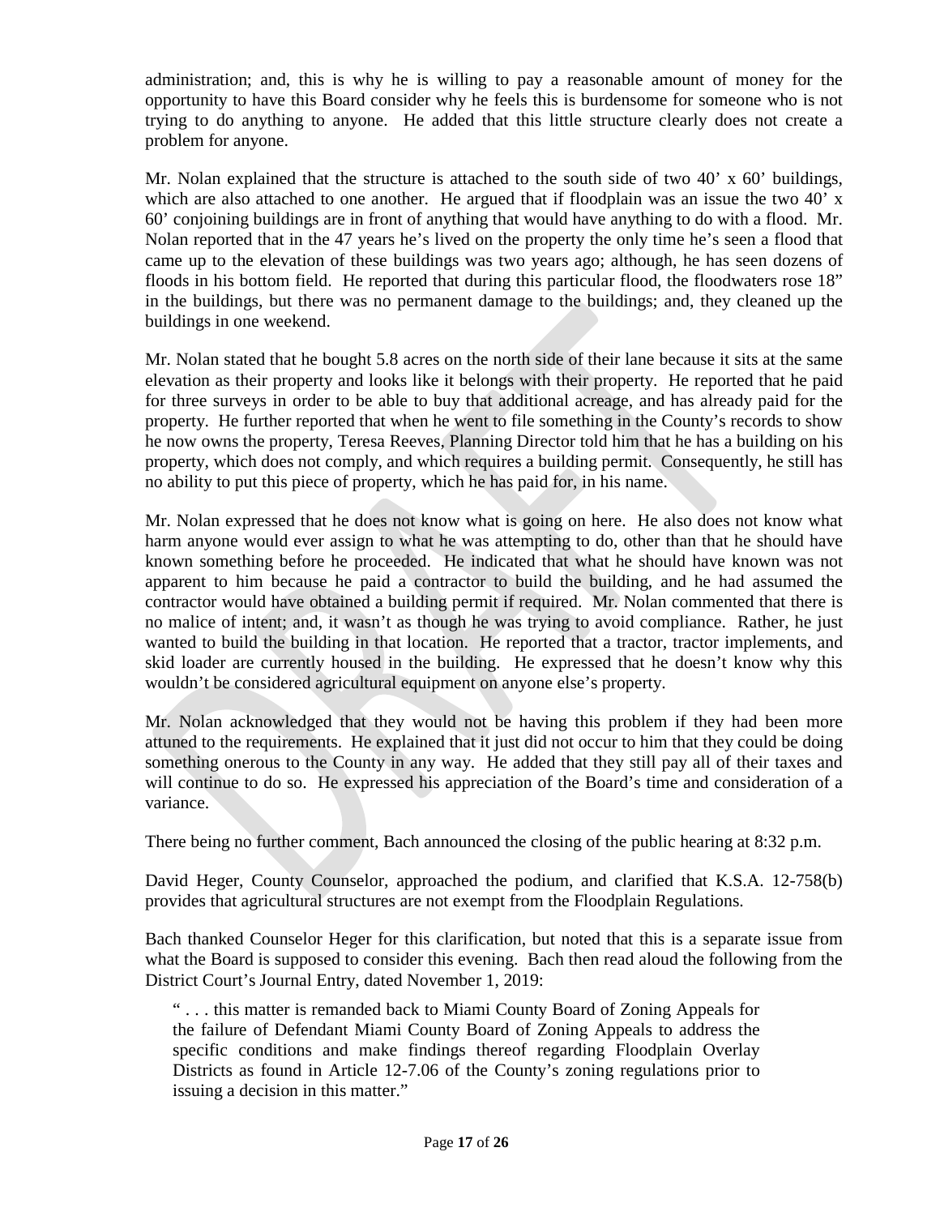administration; and, this is why he is willing to pay a reasonable amount of money for the opportunity to have this Board consider why he feels this is burdensome for someone who is not trying to do anything to anyone. He added that this little structure clearly does not create a problem for anyone.

Mr. Nolan explained that the structure is attached to the south side of two 40' x 60' buildings, which are also attached to one another. He argued that if floodplain was an issue the two 40' x 60' conjoining buildings are in front of anything that would have anything to do with a flood. Mr. Nolan reported that in the 47 years he's lived on the property the only time he's seen a flood that came up to the elevation of these buildings was two years ago; although, he has seen dozens of floods in his bottom field. He reported that during this particular flood, the floodwaters rose 18" in the buildings, but there was no permanent damage to the buildings; and, they cleaned up the buildings in one weekend.

Mr. Nolan stated that he bought 5.8 acres on the north side of their lane because it sits at the same elevation as their property and looks like it belongs with their property. He reported that he paid for three surveys in order to be able to buy that additional acreage, and has already paid for the property. He further reported that when he went to file something in the County's records to show he now owns the property, Teresa Reeves, Planning Director told him that he has a building on his property, which does not comply, and which requires a building permit. Consequently, he still has no ability to put this piece of property, which he has paid for, in his name.

Mr. Nolan expressed that he does not know what is going on here. He also does not know what harm anyone would ever assign to what he was attempting to do, other than that he should have known something before he proceeded. He indicated that what he should have known was not apparent to him because he paid a contractor to build the building, and he had assumed the contractor would have obtained a building permit if required. Mr. Nolan commented that there is no malice of intent; and, it wasn't as though he was trying to avoid compliance. Rather, he just wanted to build the building in that location. He reported that a tractor, tractor implements, and skid loader are currently housed in the building. He expressed that he doesn't know why this wouldn't be considered agricultural equipment on anyone else's property.

Mr. Nolan acknowledged that they would not be having this problem if they had been more attuned to the requirements. He explained that it just did not occur to him that they could be doing something onerous to the County in any way. He added that they still pay all of their taxes and will continue to do so. He expressed his appreciation of the Board's time and consideration of a variance.

There being no further comment, Bach announced the closing of the public hearing at 8:32 p.m.

David Heger, County Counselor, approached the podium, and clarified that K.S.A. 12-758(b) provides that agricultural structures are not exempt from the Floodplain Regulations.

Bach thanked Counselor Heger for this clarification, but noted that this is a separate issue from what the Board is supposed to consider this evening. Bach then read aloud the following from the District Court's Journal Entry, dated November 1, 2019:

> " . . . this matter is remanded back to Miami County Board of Zoning Appeals for the failure of Defendant Miami County Board of Zoning Appeals to address the specific conditions and make findings thereof regarding Floodplain Overlay Districts as found in Article 12-7.06 of the County's zoning regulations prior to issuing a decision in this matter."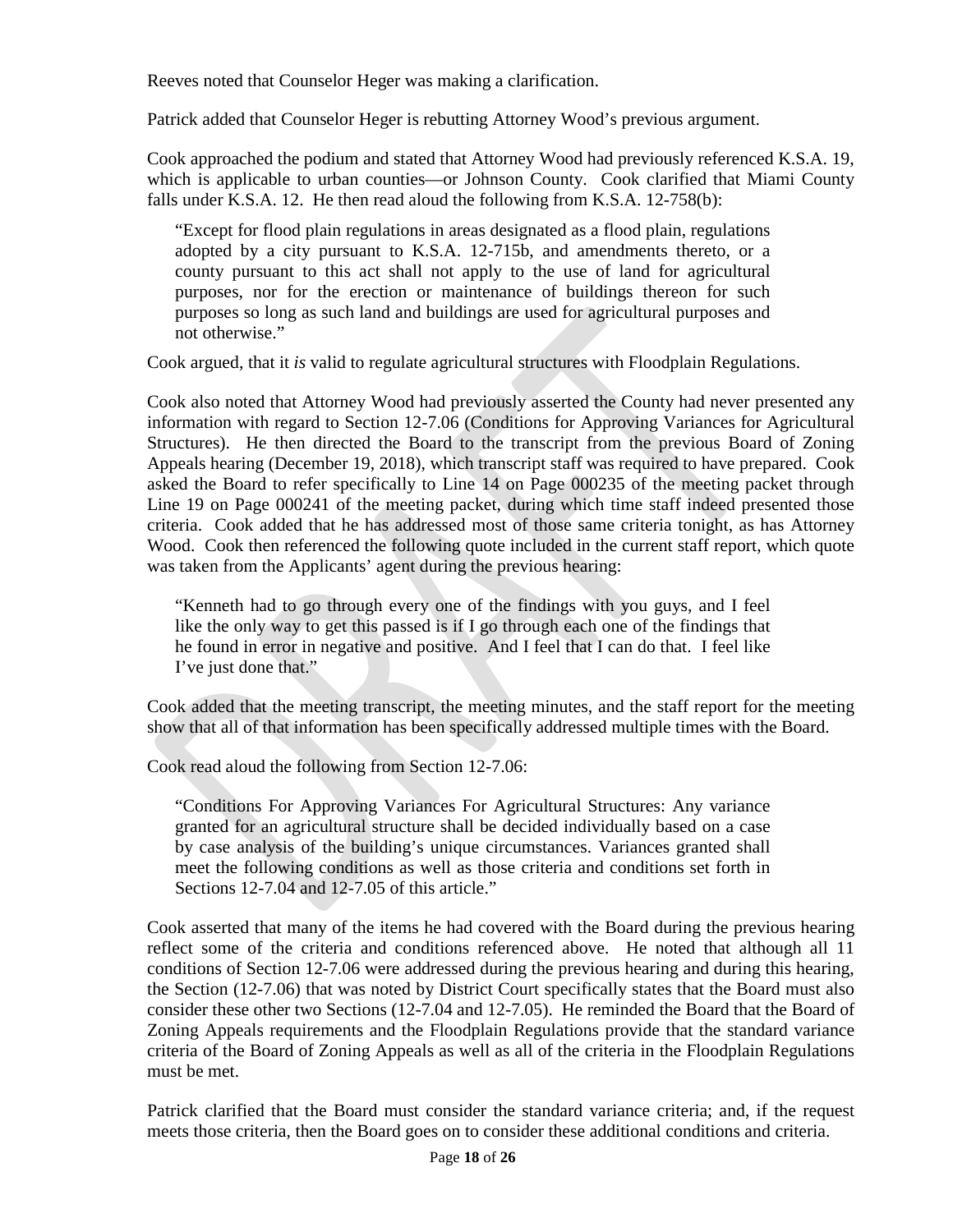Reeves noted that Counselor Heger was making a clarification.

Patrick added that Counselor Heger is rebutting Attorney Wood's previous argument.

Cook approached the podium and stated that Attorney Wood had previously referenced K.S.A. 19, which is applicable to urban counties—or Johnson County. Cook clarified that Miami County falls under K.S.A. 12. He then read aloud the following from K.S.A. 12-758(b):

> "Except for flood plain regulations in areas designated as a flood plain, regulations adopted by a city pursuant to K.S.A. 12-715b, and amendments thereto, or a county pursuant to this act shall not apply to the use of land for agricultural purposes, nor for the erection or maintenance of buildings thereon for such purposes so long as such land and buildings are used for agricultural purposes and not otherwise."

Cook argued, that it *is* valid to regulate agricultural structures with Floodplain Regulations.

Cook also noted that Attorney Wood had previously asserted the County had never presented any information with regard to Section 12-7.06 (Conditions for Approving Variances for Agricultural Structures). He then directed the Board to the transcript from the previous Board of Zoning Appeals hearing (December 19, 2018), which transcript staff was required to have prepared. Cook asked the Board to refer specifically to Line 14 on Page 000235 of the meeting packet through Line 19 on Page 000241 of the meeting packet, during which time staff indeed presented those criteria. Cook added that he has addressed most of those same criteria tonight, as has Attorney Wood. Cook then referenced the following quote included in the current staff report, which quote was taken from the Applicants' agent during the previous hearing:

> "Kenneth had to go through every one of the findings with you guys, and I feel like the only way to get this passed is if I go through each one of the findings that he found in error in negative and positive. And I feel that I can do that. I feel like I've just done that."

Cook added that the meeting transcript, the meeting minutes, and the staff report for the meeting show that all of that information has been specifically addressed multiple times with the Board.

Cook read aloud the following from Section 12-7.06:

> "Conditions For Approving Variances For Agricultural Structures: Any variance granted for an agricultural structure shall be decided individually based on a case by case analysis of the building's unique circumstances. Variances granted shall meet the following conditions as well as those criteria and conditions set forth in Sections 12-7.04 and 12-7.05 of this article."

Cook asserted that many of the items he had covered with the Board during the previous hearing reflect some of the criteria and conditions referenced above. He noted that although all 11 conditions of Section 12-7.06 were addressed during the previous hearing and during this hearing, the Section (12-7.06) that was noted by District Court specifically states that the Board must also consider these other two Sections (12-7.04 and 12-7.05). He reminded the Board that the Board of Zoning Appeals requirements and the Floodplain Regulations provide that the standard variance criteria of the Board of Zoning Appeals as well as all of the criteria in the Floodplain Regulations must be met.

Patrick clarified that the Board must consider the standard variance criteria; and, if the request meets those criteria, then the Board goes on to consider these additional conditions and criteria.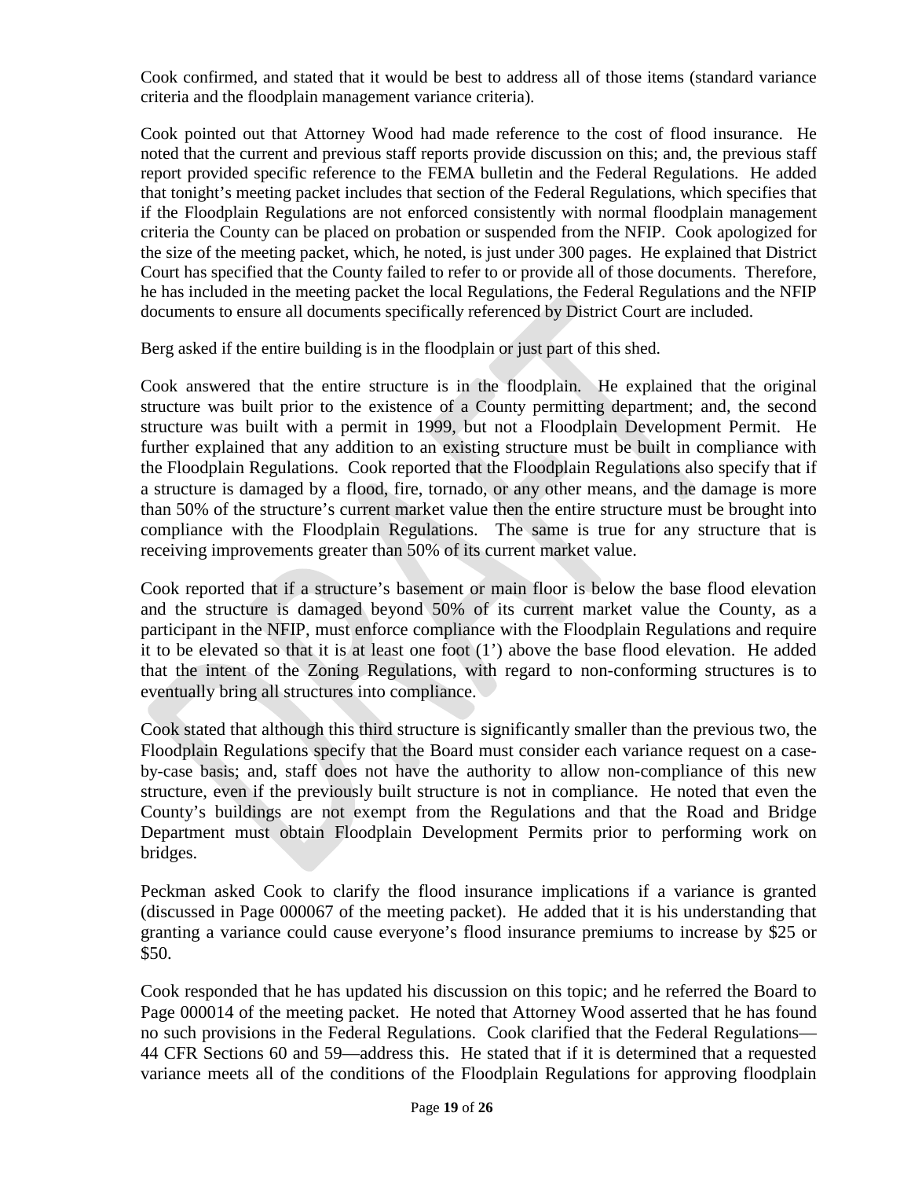Cook confirmed, and stated that it would be best to address all of those items (standard variance criteria and the floodplain management variance criteria).

Cook pointed out that Attorney Wood had made reference to the cost of flood insurance. He noted that the current and previous staff reports provide discussion on this; and, the previous staff report provided specific reference to the FEMA bulletin and the Federal Regulations. He added that tonight's meeting packet includes that section of the Federal Regulations, which specifies that if the Floodplain Regulations are not enforced consistently with normal floodplain management criteria the County can be placed on probation or suspended from the NFIP. Cook apologized for the size of the meeting packet, which, he noted, is just under 300 pages. He explained that District Court has specified that the County failed to refer to or provide all of those documents. Therefore, he has included in the meeting packet the local Regulations, the Federal Regulations and the NFIP documents to ensure all documents specifically referenced by District Court are included.

Berg asked if the entire building is in the floodplain or just part of this shed.

Cook answered that the entire structure is in the floodplain. He explained that the original structure was built prior to the existence of a County permitting department; and, the second structure was built with a permit in 1999, but not a Floodplain Development Permit. He further explained that any addition to an existing structure must be built in compliance with the Floodplain Regulations. Cook reported that the Floodplain Regulations also specify that if a structure is damaged by a flood, fire, tornado, or any other means, and the damage is more than 50% of the structure's current market value then the entire structure must be brought into compliance with the Floodplain Regulations. The same is true for any structure that is receiving improvements greater than 50% of its current market value.

Cook reported that if a structure's basement or main floor is below the base flood elevation and the structure is damaged beyond 50% of its current market value the County, as a participant in the NFIP, must enforce compliance with the Floodplain Regulations and require it to be elevated so that it is at least one foot (1') above the base flood elevation. He added that the intent of the Zoning Regulations, with regard to non-conforming structures is to eventually bring all structures into compliance.

Cook stated that although this third structure is significantly smaller than the previous two, the Floodplain Regulations specify that the Board must consider each variance request on a case-by-case basis; and, staff does not have the authority to allow non-compliance of this new structure, even if the previously built structure is not in compliance. He noted that even the County's buildings are not exempt from the Regulations and that the Road and Bridge Department must obtain Floodplain Development Permits prior to performing work on bridges.

Peckman asked Cook to clarify the flood insurance implications if a variance is granted (discussed in Page 000067 of the meeting packet). He added that it is his understanding that granting a variance could cause everyone's flood insurance premiums to increase by $25 or $50.

Cook responded that he has updated his discussion on this topic; and he referred the Board to Page 000014 of the meeting packet. He noted that Attorney Wood asserted that he has found no such provisions in the Federal Regulations. Cook clarified that the Federal Regulations—44 CFR Sections 60 and 59—address this. He stated that if it is determined that a requested variance meets all of the conditions of the Floodplain Regulations for approving floodplain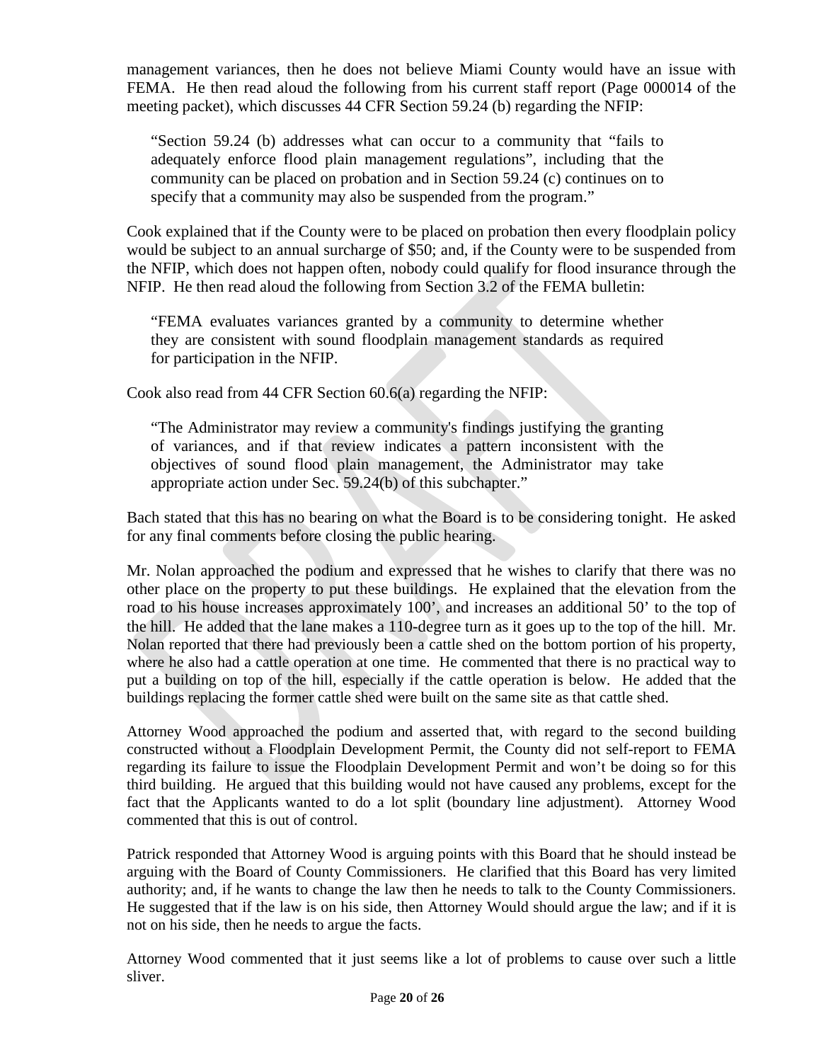management variances, then he does not believe Miami County would have an issue with FEMA. He then read aloud the following from his current staff report (Page 000014 of the meeting packet), which discusses 44 CFR Section 59.24 (b) regarding the NFIP:

> "Section 59.24 (b) addresses what can occur to a community that "fails to adequately enforce flood plain management regulations", including that the community can be placed on probation and in Section 59.24 (c) continues on to specify that a community may also be suspended from the program."

Cook explained that if the County were to be placed on probation then every floodplain policy would be subject to an annual surcharge of $50; and, if the County were to be suspended from the NFIP, which does not happen often, nobody could qualify for flood insurance through the NFIP. He then read aloud the following from Section 3.2 of the FEMA bulletin:

> "FEMA evaluates variances granted by a community to determine whether they are consistent with sound floodplain management standards as required for participation in the NFIP.

Cook also read from 44 CFR Section 60.6(a) regarding the NFIP:

> "The Administrator may review a community's findings justifying the granting of variances, and if that review indicates a pattern inconsistent with the objectives of sound flood plain management, the Administrator may take appropriate action under Sec. 59.24(b) of this subchapter."

Bach stated that this has no bearing on what the Board is to be considering tonight. He asked for any final comments before closing the public hearing.

Mr. Nolan approached the podium and expressed that he wishes to clarify that there was no other place on the property to put these buildings. He explained that the elevation from the road to his house increases approximately 100', and increases an additional 50' to the top of the hill. He added that the lane makes a 110-degree turn as it goes up to the top of the hill. Mr. Nolan reported that there had previously been a cattle shed on the bottom portion of his property, where he also had a cattle operation at one time. He commented that there is no practical way to put a building on top of the hill, especially if the cattle operation is below. He added that the buildings replacing the former cattle shed were built on the same site as that cattle shed.

Attorney Wood approached the podium and asserted that, with regard to the second building constructed without a Floodplain Development Permit, the County did not self-report to FEMA regarding its failure to issue the Floodplain Development Permit and won't be doing so for this third building. He argued that this building would not have caused any problems, except for the fact that the Applicants wanted to do a lot split (boundary line adjustment). Attorney Wood commented that this is out of control.

Patrick responded that Attorney Wood is arguing points with this Board that he should instead be arguing with the Board of County Commissioners. He clarified that this Board has very limited authority; and, if he wants to change the law then he needs to talk to the County Commissioners. He suggested that if the law is on his side, then Attorney Would should argue the law; and if it is not on his side, then he needs to argue the facts.

Attorney Wood commented that it just seems like a lot of problems to cause over such a little sliver.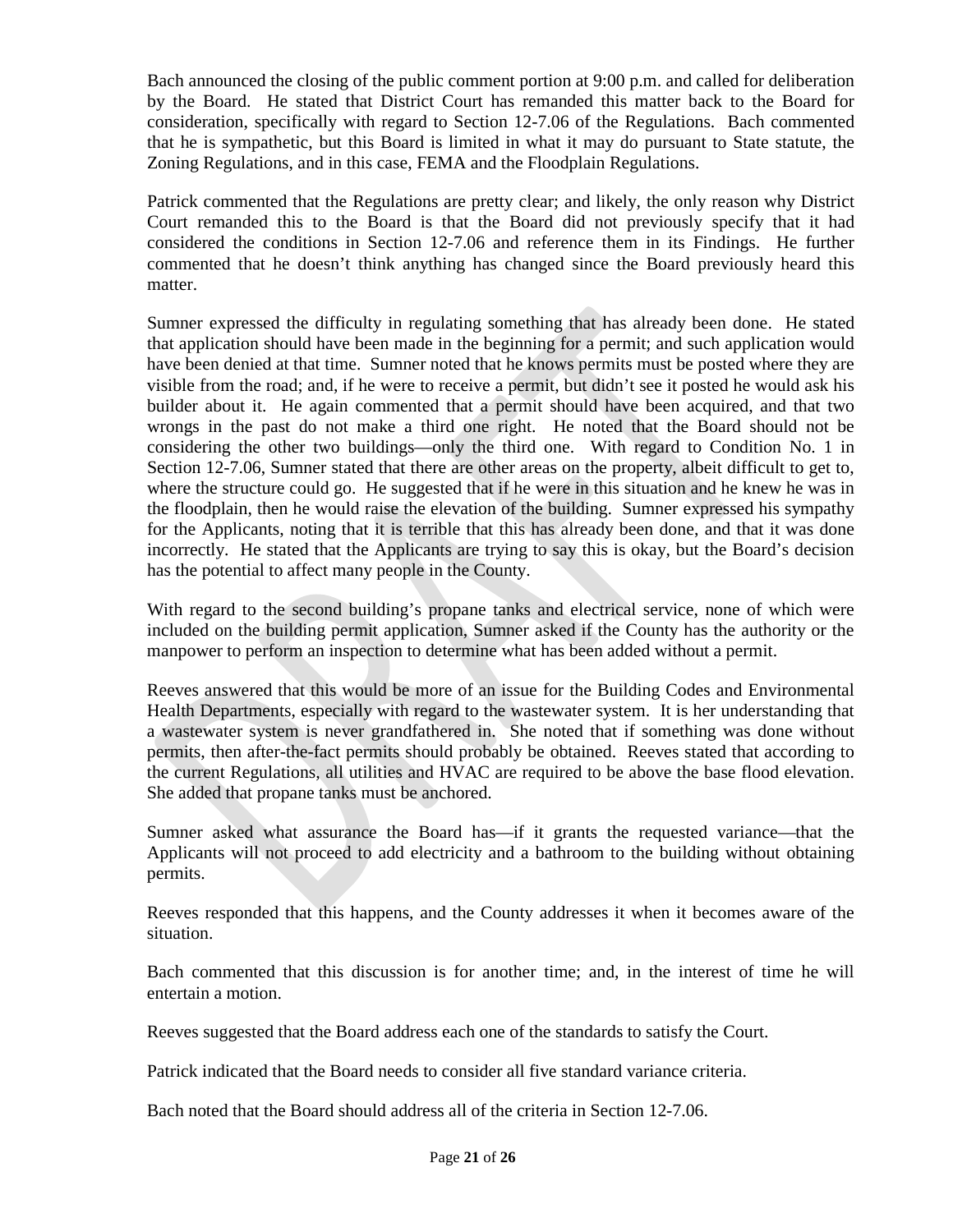Bach announced the closing of the public comment portion at 9:00 p.m. and called for deliberation by the Board. He stated that District Court has remanded this matter back to the Board for consideration, specifically with regard to Section 12-7.06 of the Regulations. Bach commented that he is sympathetic, but this Board is limited in what it may do pursuant to State statute, the Zoning Regulations, and in this case, FEMA and the Floodplain Regulations.

Patrick commented that the Regulations are pretty clear; and likely, the only reason why District Court remanded this to the Board is that the Board did not previously specify that it had considered the conditions in Section 12-7.06 and reference them in its Findings. He further commented that he doesn't think anything has changed since the Board previously heard this matter.

Sumner expressed the difficulty in regulating something that has already been done. He stated that application should have been made in the beginning for a permit; and such application would have been denied at that time. Sumner noted that he knows permits must be posted where they are visible from the road; and, if he were to receive a permit, but didn't see it posted he would ask his builder about it. He again commented that a permit should have been acquired, and that two wrongs in the past do not make a third one right. He noted that the Board should not be considering the other two buildings—only the third one. With regard to Condition No. 1 in Section 12-7.06, Sumner stated that there are other areas on the property, albeit difficult to get to, where the structure could go. He suggested that if he were in this situation and he knew he was in the floodplain, then he would raise the elevation of the building. Sumner expressed his sympathy for the Applicants, noting that it is terrible that this has already been done, and that it was done incorrectly. He stated that the Applicants are trying to say this is okay, but the Board's decision has the potential to affect many people in the County.

With regard to the second building's propane tanks and electrical service, none of which were included on the building permit application, Sumner asked if the County has the authority or the manpower to perform an inspection to determine what has been added without a permit.

Reeves answered that this would be more of an issue for the Building Codes and Environmental Health Departments, especially with regard to the wastewater system. It is her understanding that a wastewater system is never grandfathered in. She noted that if something was done without permits, then after-the-fact permits should probably be obtained. Reeves stated that according to the current Regulations, all utilities and HVAC are required to be above the base flood elevation. She added that propane tanks must be anchored.

Sumner asked what assurance the Board has—if it grants the requested variance—that the Applicants will not proceed to add electricity and a bathroom to the building without obtaining permits.

Reeves responded that this happens, and the County addresses it when it becomes aware of the situation.

Bach commented that this discussion is for another time; and, in the interest of time he will entertain a motion.

Reeves suggested that the Board address each one of the standards to satisfy the Court.

Patrick indicated that the Board needs to consider all five standard variance criteria.

Bach noted that the Board should address all of the criteria in Section 12-7.06.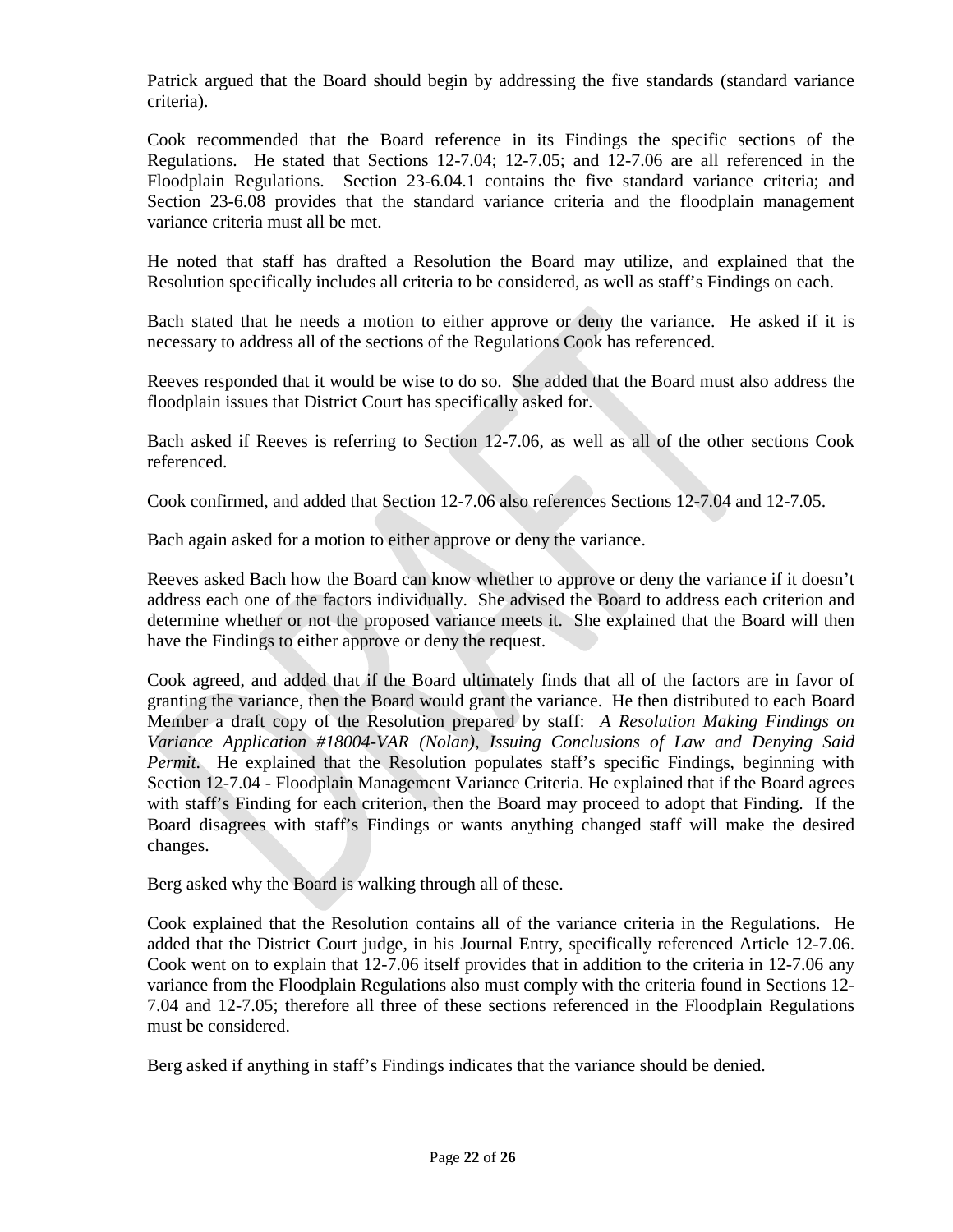Patrick argued that the Board should begin by addressing the five standards (standard variance criteria).

Cook recommended that the Board reference in its Findings the specific sections of the Regulations. He stated that Sections 12-7.04; 12-7.05; and 12-7.06 are all referenced in the Floodplain Regulations. Section 23-6.04.1 contains the five standard variance criteria; and Section 23-6.08 provides that the standard variance criteria and the floodplain management variance criteria must all be met.

He noted that staff has drafted a Resolution the Board may utilize, and explained that the Resolution specifically includes all criteria to be considered, as well as staff's Findings on each.

Bach stated that he needs a motion to either approve or deny the variance. He asked if it is necessary to address all of the sections of the Regulations Cook has referenced.

Reeves responded that it would be wise to do so. She added that the Board must also address the floodplain issues that District Court has specifically asked for.

Bach asked if Reeves is referring to Section 12-7.06, as well as all of the other sections Cook referenced.

Cook confirmed, and added that Section 12-7.06 also references Sections 12-7.04 and 12-7.05.

Bach again asked for a motion to either approve or deny the variance.

Reeves asked Bach how the Board can know whether to approve or deny the variance if it doesn't address each one of the factors individually. She advised the Board to address each criterion and determine whether or not the proposed variance meets it. She explained that the Board will then have the Findings to either approve or deny the request.

Cook agreed, and added that if the Board ultimately finds that all of the factors are in favor of granting the variance, then the Board would grant the variance. He then distributed to each Board Member a draft copy of the Resolution prepared by staff: *A Resolution Making Findings on Variance Application #18004-VAR (Nolan), Issuing Conclusions of Law and Denying Said Permit*. He explained that the Resolution populates staff's specific Findings, beginning with Section 12-7.04 - Floodplain Management Variance Criteria. He explained that if the Board agrees with staff's Finding for each criterion, then the Board may proceed to adopt that Finding. If the Board disagrees with staff's Findings or wants anything changed staff will make the desired changes.

Berg asked why the Board is walking through all of these.

Cook explained that the Resolution contains all of the variance criteria in the Regulations. He added that the District Court judge, in his Journal Entry, specifically referenced Article 12-7.06. Cook went on to explain that 12-7.06 itself provides that in addition to the criteria in 12-7.06 any variance from the Floodplain Regulations also must comply with the criteria found in Sections 12-7.04 and 12-7.05; therefore all three of these sections referenced in the Floodplain Regulations must be considered.

Berg asked if anything in staff's Findings indicates that the variance should be denied.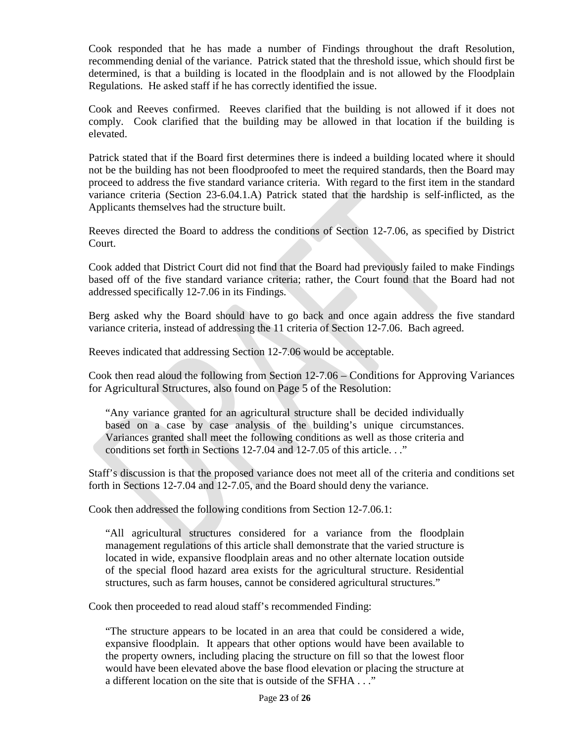Cook responded that he has made a number of Findings throughout the draft Resolution, recommending denial of the variance. Patrick stated that the threshold issue, which should first be determined, is that a building is located in the floodplain and is not allowed by the Floodplain Regulations. He asked staff if he has correctly identified the issue.

Cook and Reeves confirmed. Reeves clarified that the building is not allowed if it does not comply. Cook clarified that the building may be allowed in that location if the building is elevated.

Patrick stated that if the Board first determines there is indeed a building located where it should not be the building has not been floodproofed to meet the required standards, then the Board may proceed to address the five standard variance criteria. With regard to the first item in the standard variance criteria (Section 23-6.04.1.A) Patrick stated that the hardship is self-inflicted, as the Applicants themselves had the structure built.

Reeves directed the Board to address the conditions of Section 12-7.06, as specified by District Court.

Cook added that District Court did not find that the Board had previously failed to make Findings based off of the five standard variance criteria; rather, the Court found that the Board had not addressed specifically 12-7.06 in its Findings.

Berg asked why the Board should have to go back and once again address the five standard variance criteria, instead of addressing the 11 criteria of Section 12-7.06. Bach agreed.

Reeves indicated that addressing Section 12-7.06 would be acceptable.

Cook then read aloud the following from Section 12-7.06 – Conditions for Approving Variances for Agricultural Structures, also found on Page 5 of the Resolution:

> "Any variance granted for an agricultural structure shall be decided individually based on a case by case analysis of the building's unique circumstances. Variances granted shall meet the following conditions as well as those criteria and conditions set forth in Sections 12-7.04 and 12-7.05 of this article. . ."

Staff's discussion is that the proposed variance does not meet all of the criteria and conditions set forth in Sections 12-7.04 and 12-7.05, and the Board should deny the variance.

Cook then addressed the following conditions from Section 12-7.06.1:

> "All agricultural structures considered for a variance from the floodplain management regulations of this article shall demonstrate that the varied structure is located in wide, expansive floodplain areas and no other alternate location outside of the special flood hazard area exists for the agricultural structure. Residential structures, such as farm houses, cannot be considered agricultural structures."

Cook then proceeded to read aloud staff's recommended Finding:

> "The structure appears to be located in an area that could be considered a wide, expansive floodplain. It appears that other options would have been available to the property owners, including placing the structure on fill so that the lowest floor would have been elevated above the base flood elevation or placing the structure at a different location on the site that is outside of the SFHA . . ."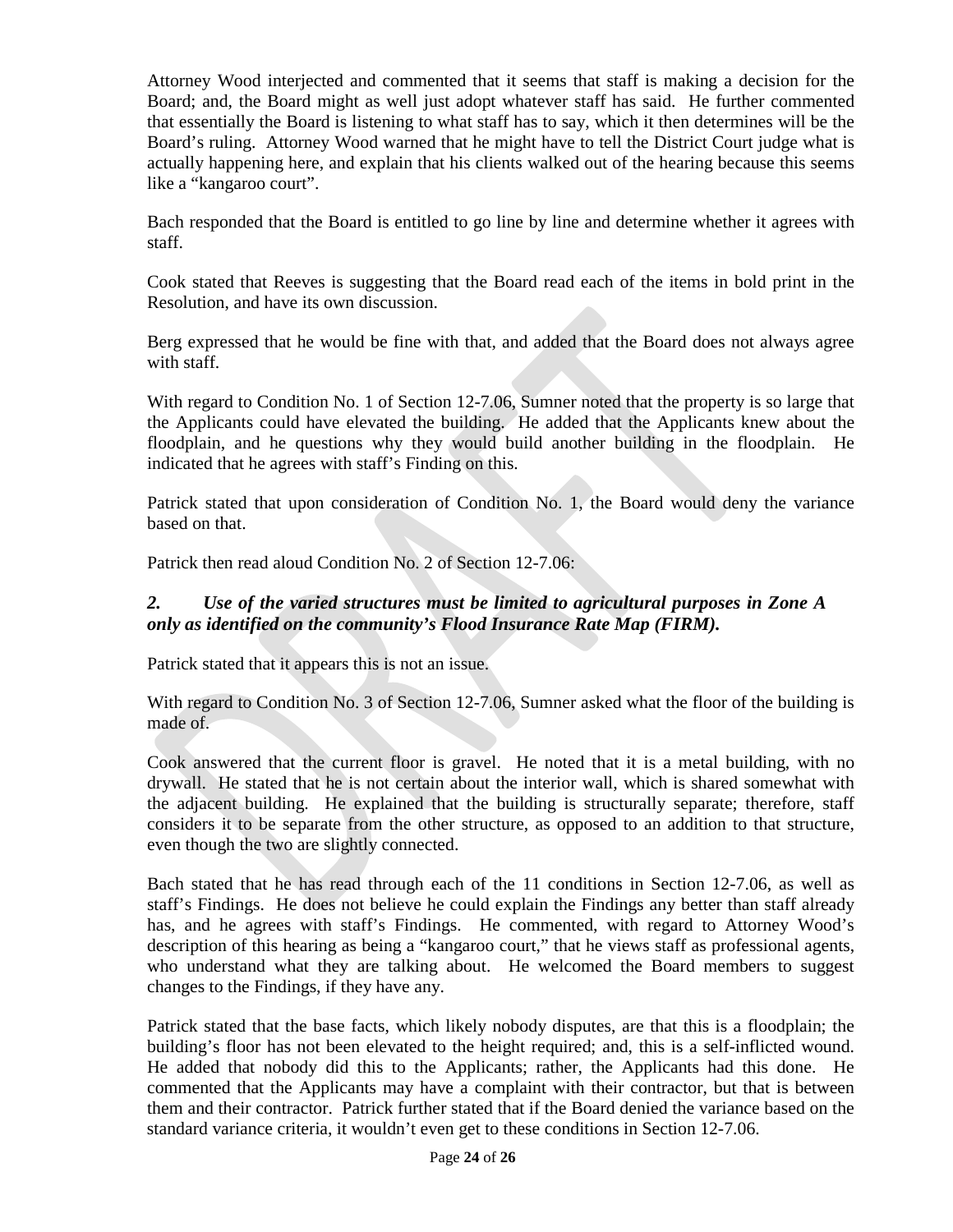Attorney Wood interjected and commented that it seems that staff is making a decision for the Board; and, the Board might as well just adopt whatever staff has said. He further commented that essentially the Board is listening to what staff has to say, which it then determines will be the Board's ruling. Attorney Wood warned that he might have to tell the District Court judge what is actually happening here, and explain that his clients walked out of the hearing because this seems like a "kangaroo court".

Bach responded that the Board is entitled to go line by line and determine whether it agrees with staff.

Cook stated that Reeves is suggesting that the Board read each of the items in bold print in the Resolution, and have its own discussion.

Berg expressed that he would be fine with that, and added that the Board does not always agree with staff.

With regard to Condition No. 1 of Section 12-7.06, Sumner noted that the property is so large that the Applicants could have elevated the building. He added that the Applicants knew about the floodplain, and he questions why they would build another building in the floodplain. He indicated that he agrees with staff's Finding on this.

Patrick stated that upon consideration of Condition No. 1, the Board would deny the variance based on that.

Patrick then read aloud Condition No. 2 of Section 12-7.06:

***2. Use of the varied structures must be limited to agricultural purposes in Zone A only as identified on the community's Flood Insurance Rate Map (FIRM).***

Patrick stated that it appears this is not an issue.

With regard to Condition No. 3 of Section 12-7.06, Sumner asked what the floor of the building is made of.

Cook answered that the current floor is gravel. He noted that it is a metal building, with no drywall. He stated that he is not certain about the interior wall, which is shared somewhat with the adjacent building. He explained that the building is structurally separate; therefore, staff considers it to be separate from the other structure, as opposed to an addition to that structure, even though the two are slightly connected.

Bach stated that he has read through each of the 11 conditions in Section 12-7.06, as well as staff's Findings. He does not believe he could explain the Findings any better than staff already has, and he agrees with staff's Findings. He commented, with regard to Attorney Wood's description of this hearing as being a "kangaroo court," that he views staff as professional agents, who understand what they are talking about. He welcomed the Board members to suggest changes to the Findings, if they have any.

Patrick stated that the base facts, which likely nobody disputes, are that this is a floodplain; the building's floor has not been elevated to the height required; and, this is a self-inflicted wound. He added that nobody did this to the Applicants; rather, the Applicants had this done. He commented that the Applicants may have a complaint with their contractor, but that is between them and their contractor. Patrick further stated that if the Board denied the variance based on the standard variance criteria, it wouldn't even get to these conditions in Section 12-7.06.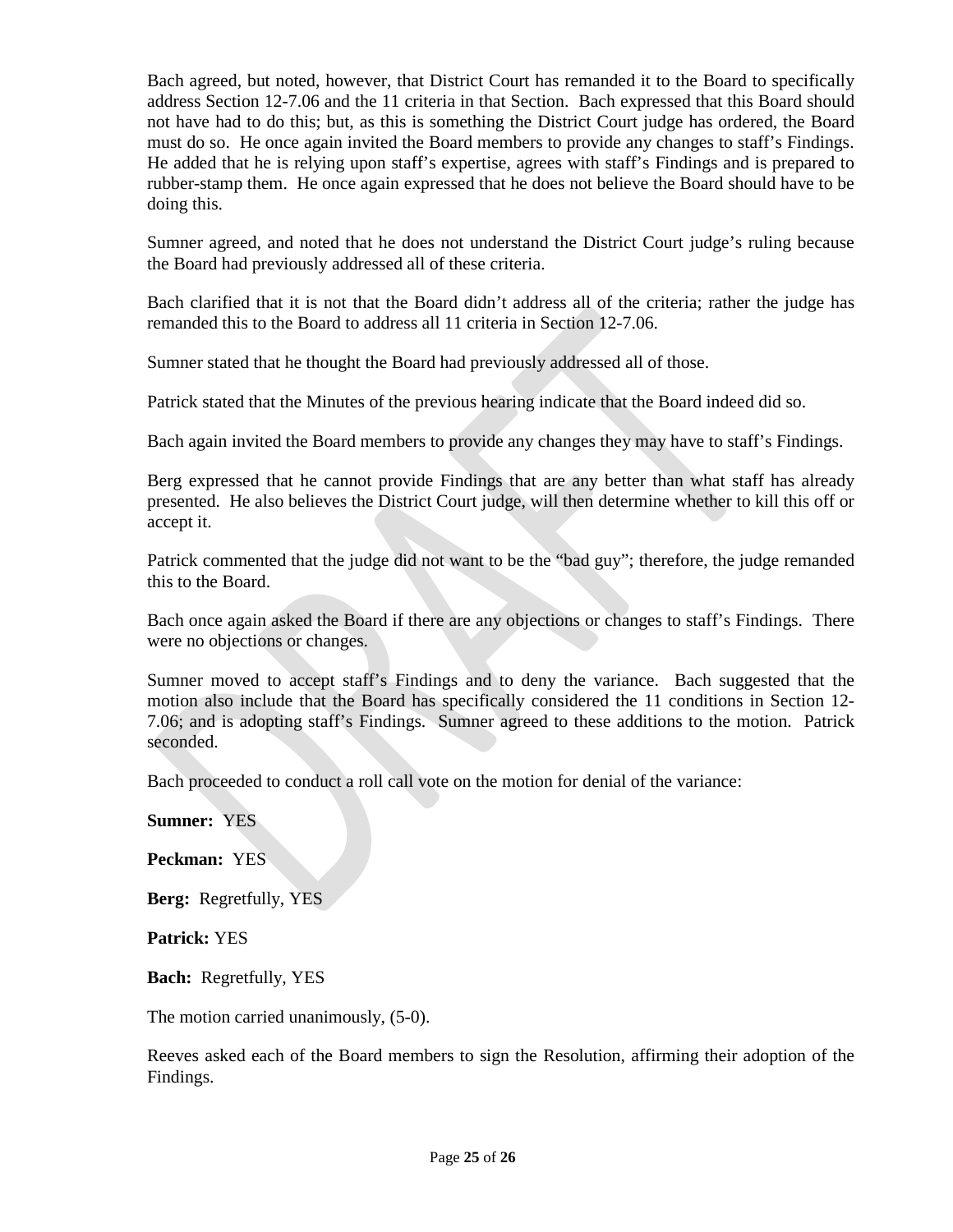Bach agreed, but noted, however, that District Court has remanded it to the Board to specifically address Section 12-7.06 and the 11 criteria in that Section. Bach expressed that this Board should not have had to do this; but, as this is something the District Court judge has ordered, the Board must do so. He once again invited the Board members to provide any changes to staff's Findings. He added that he is relying upon staff's expertise, agrees with staff's Findings and is prepared to rubber-stamp them. He once again expressed that he does not believe the Board should have to be doing this.

Sumner agreed, and noted that he does not understand the District Court judge's ruling because the Board had previously addressed all of these criteria.

Bach clarified that it is not that the Board didn't address all of the criteria; rather the judge has remanded this to the Board to address all 11 criteria in Section 12-7.06.

Sumner stated that he thought the Board had previously addressed all of those.

Patrick stated that the Minutes of the previous hearing indicate that the Board indeed did so.

Bach again invited the Board members to provide any changes they may have to staff's Findings.

Berg expressed that he cannot provide Findings that are any better than what staff has already presented. He also believes the District Court judge, will then determine whether to kill this off or accept it.

Patrick commented that the judge did not want to be the "bad guy"; therefore, the judge remanded this to the Board.

Bach once again asked the Board if there are any objections or changes to staff's Findings. There were no objections or changes.

Sumner moved to accept staff's Findings and to deny the variance. Bach suggested that the motion also include that the Board has specifically considered the 11 conditions in Section 12-7.06; and is adopting staff's Findings. Sumner agreed to these additions to the motion. Patrick seconded.

Bach proceeded to conduct a roll call vote on the motion for denial of the variance:

**Sumner:** YES

**Peckman:** YES

**Berg:** Regretfully, YES

**Patrick:** YES

**Bach:** Regretfully, YES

The motion carried unanimously, (5-0).

Reeves asked each of the Board members to sign the Resolution, affirming their adoption of the Findings.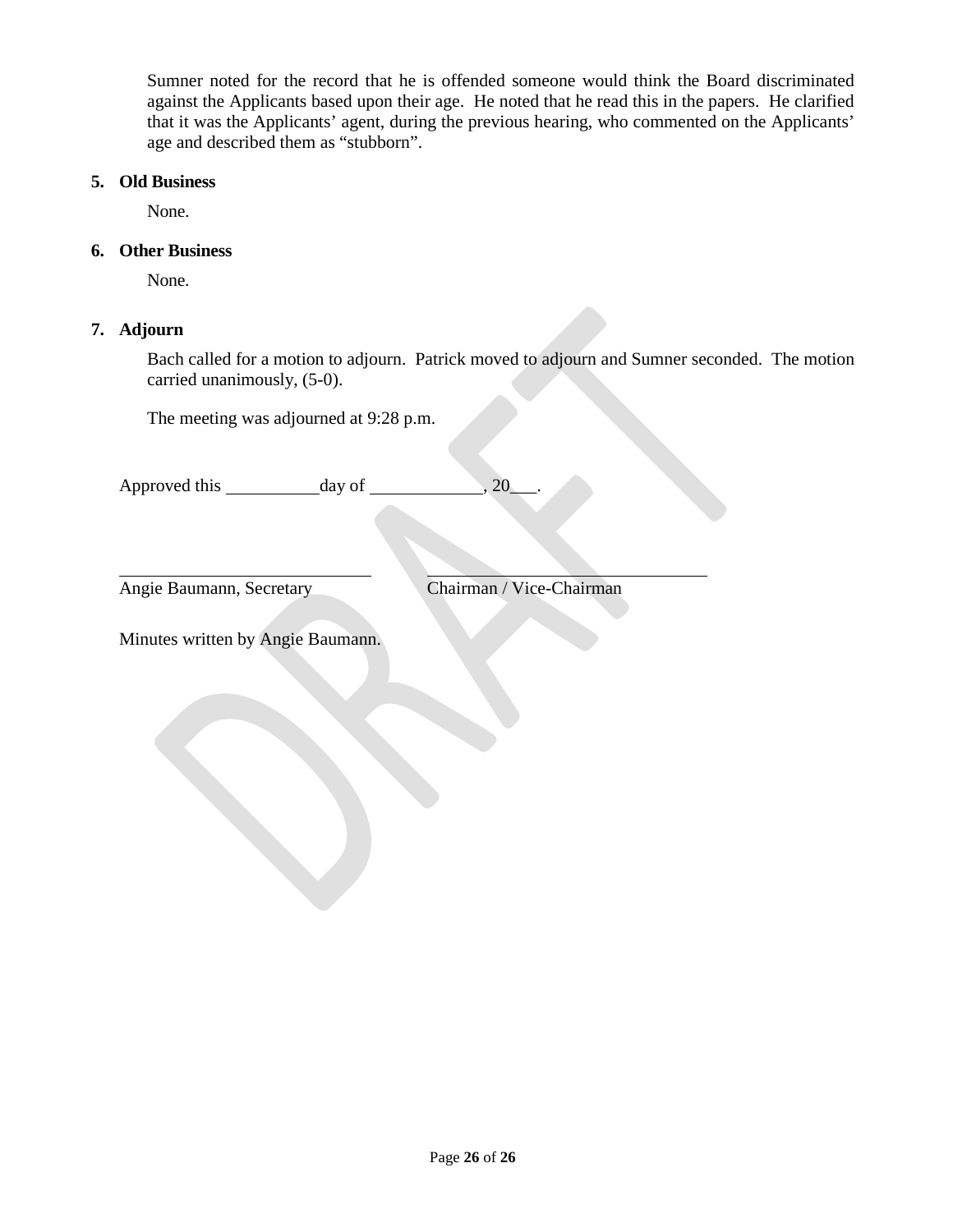Sumner noted for the record that he is offended someone would think the Board discriminated against the Applicants based upon their age. He noted that he read this in the papers. He clarified that it was the Applicants' agent, during the previous hearing, who commented on the Applicants' age and described them as "stubborn".

**5. Old Business**

None.

**6. Other Business**

None.

**7. Adjourn**

Bach called for a motion to adjourn. Patrick moved to adjourn and Sumner seconded. The motion carried unanimously, (5-0).

The meeting was adjourned at 9:28 p.m.

Approved this __________ day of ____________, 20___.

______________________________ ______________________________

Angie Baumann, Secretary Chairman / Vice-Chairman

Minutes written by Angie Baumann.